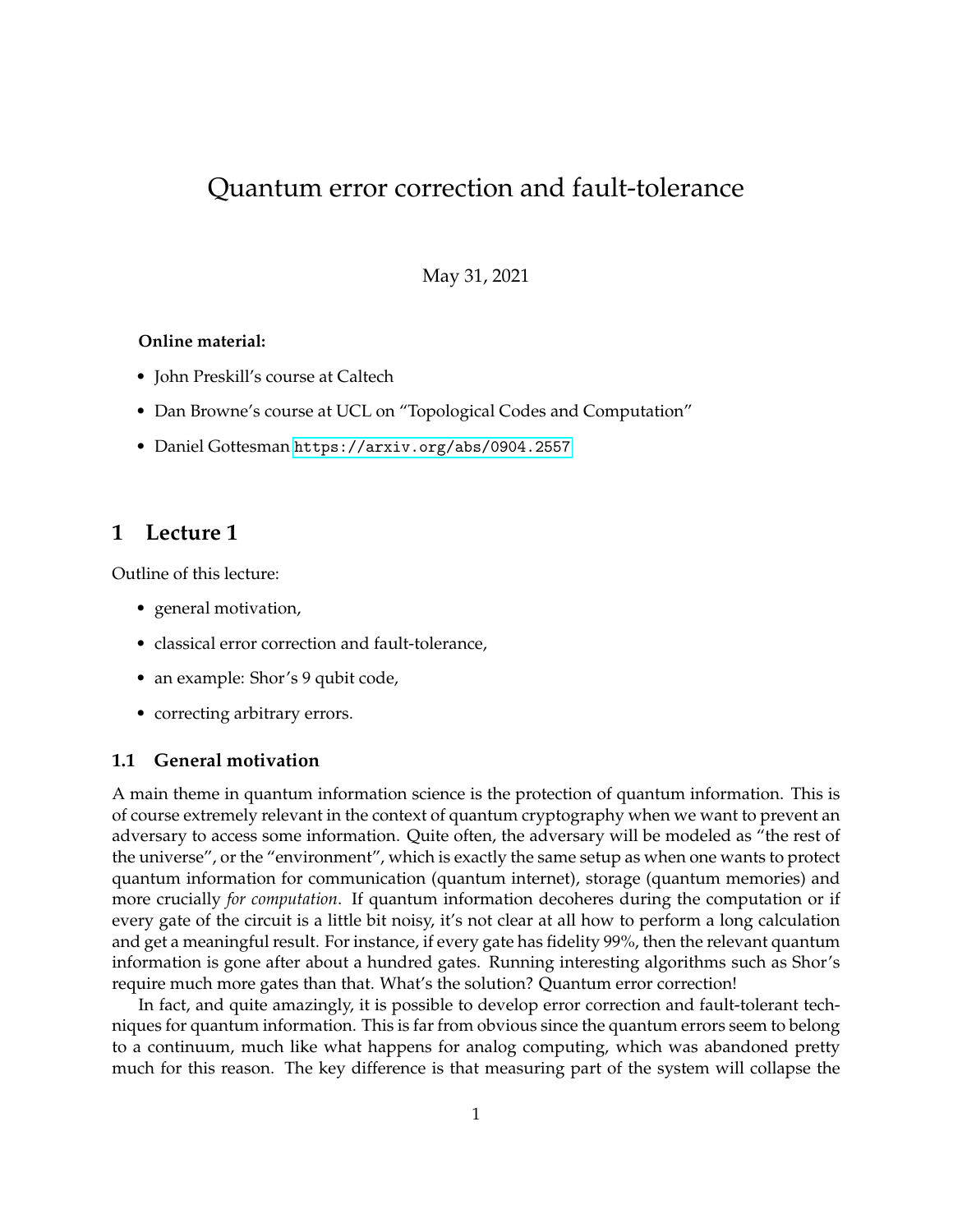# Quantum error correction and fault-tolerance

May 31, 2021

**Online material:**

- John Preskill's course at Caltech
- Dan Browne's course at UCL on "Topological Codes and Computation"
- Daniel Gottesman https://arxiv.org/abs/0904.2557

## 1 Lecture 1

Outline of this lecture:

- general motivation,
- classical error correction and fault-tolerance,
- an example: Shor's 9 qubit code,
- correcting arbitrary errors.

### 1.1 General motivation

A main theme in quantum information science is the protection of quantum information. This is of course extremely relevant in the context of quantum cryptography when we want to prevent an adversary to access some information. Quite often, the adversary will be modeled as "the rest of the universe", or the "environment", which is exactly the same setup as when one wants to protect quantum information for communication (quantum internet), storage (quantum memories) and more crucially *for computation*. If quantum information decoheres during the computation or if every gate of the circuit is a little bit noisy, it's not clear at all how to perform a long calculation and get a meaningful result. For instance, if every gate has fidelity 99%, then the relevant quantum information is gone after about a hundred gates. Running interesting algorithms such as Shor's require much more gates than that. What's the solution? Quantum error correction!

In fact, and quite amazingly, it is possible to develop error correction and fault-tolerant techniques for quantum information. This is far from obvious since the quantum errors seem to belong to a continuum, much like what happens for analog computing, which was abandoned pretty much for this reason. The key difference is that measuring part of the system will collapse the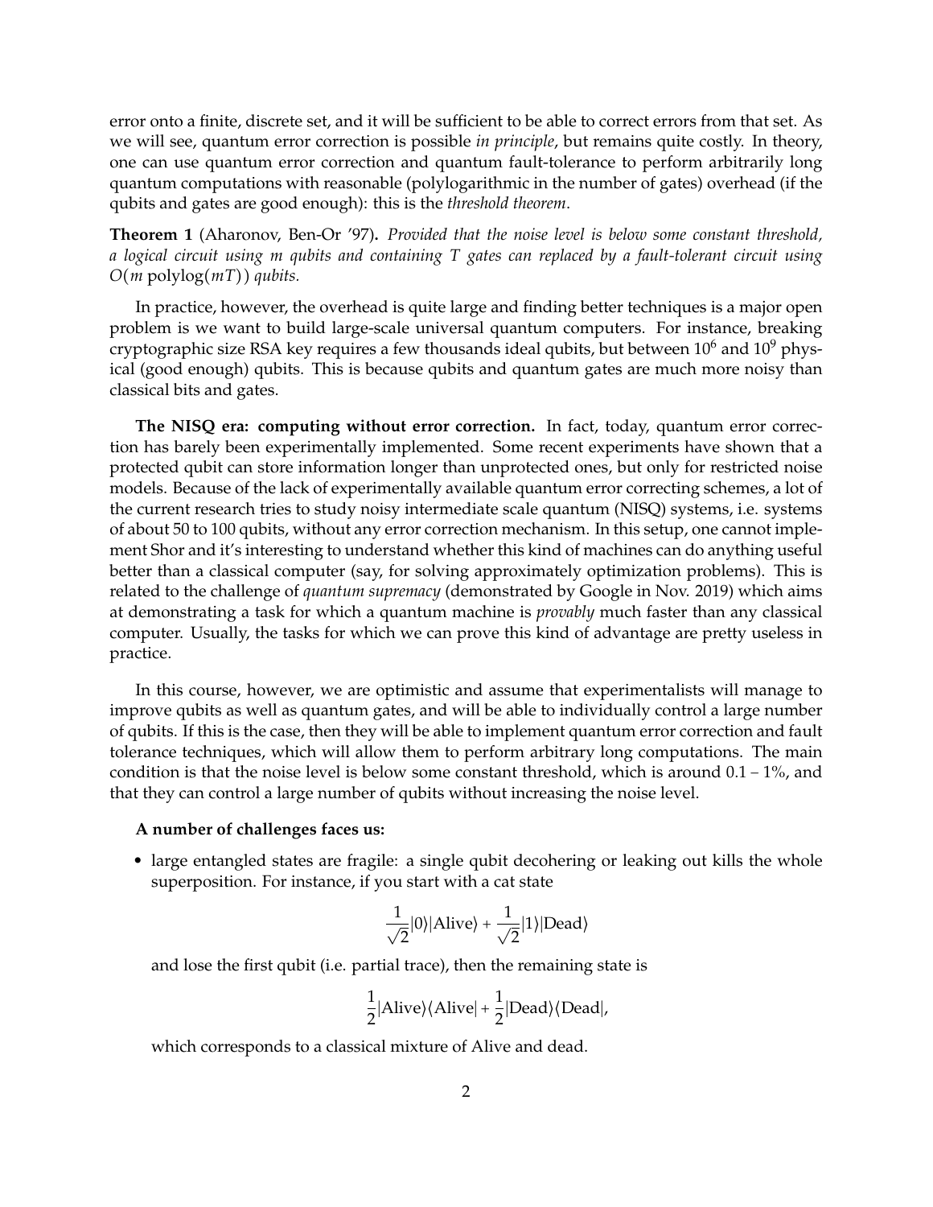error onto a finite, discrete set, and it will be sufficient to be able to correct errors from that set. As we will see, quantum error correction is possible *in principle*, but remains quite costly. In theory, one can use quantum error correction and quantum fault-tolerance to perform arbitrarily long quantum computations with reasonable (polylogarithmic in the number of gates) overhead (if the qubits and gates are good enough): this is the *threshold theorem*.

**Theorem 1** (Aharonov, Ben-Or '97)**.** *Provided that the noise level is below some constant threshold, a logical circuit using $m$ qubits and containing $T$ gates can replaced by a fault-tolerant circuit using $O(m \operatorname{polylog}(mT))$ qubits.*

In practice, however, the overhead is quite large and finding better techniques is a major open problem is we want to build large-scale universal quantum computers. For instance, breaking cryptographic size RSA key requires a few thousands ideal qubits, but between $10^6$ and $10^9$ physical (good enough) qubits. This is because qubits and quantum gates are much more noisy than classical bits and gates.

**The NISQ era: computing without error correction.** In fact, today, quantum error correction has barely been experimentally implemented. Some recent experiments have shown that a protected qubit can store information longer than unprotected ones, but only for restricted noise models. Because of the lack of experimentally available quantum error correcting schemes, a lot of the current research tries to study noisy intermediate scale quantum (NISQ) systems, i.e. systems of about 50 to 100 qubits, without any error correction mechanism. In this setup, one cannot implement Shor and it's interesting to understand whether this kind of machines can do anything useful better than a classical computer (say, for solving approximately optimization problems). This is related to the challenge of *quantum supremacy* (demonstrated by Google in Nov. 2019) which aims at demonstrating a task for which a quantum machine is *provably* much faster than any classical computer. Usually, the tasks for which we can prove this kind of advantage are pretty useless in practice.

In this course, however, we are optimistic and assume that experimentalists will manage to improve qubits as well as quantum gates, and will be able to individually control a large number of qubits. If this is the case, then they will be able to implement quantum error correction and fault tolerance techniques, which will allow them to perform arbitrary long computations. The main condition is that the noise level is below some constant threshold, which is around 0.1 – 1%, and that they can control a large number of qubits without increasing the noise level.

**A number of challenges faces us:**

- large entangled states are fragile: a single qubit decohering or leaking out kills the whole superposition. For instance, if you start with a cat state

$$\frac{1}{\sqrt{2}}|0\rangle|\text{Alive}\rangle + \frac{1}{\sqrt{2}}|1\rangle|\text{Dead}\rangle$$

  and lose the first qubit (i.e. partial trace), then the remaining state is

$$\frac{1}{2}|\text{Alive}\rangle\langle\text{Alive}| + \frac{1}{2}|\text{Dead}\rangle\langle\text{Dead}|,$$

  which corresponds to a classical mixture of Alive and dead.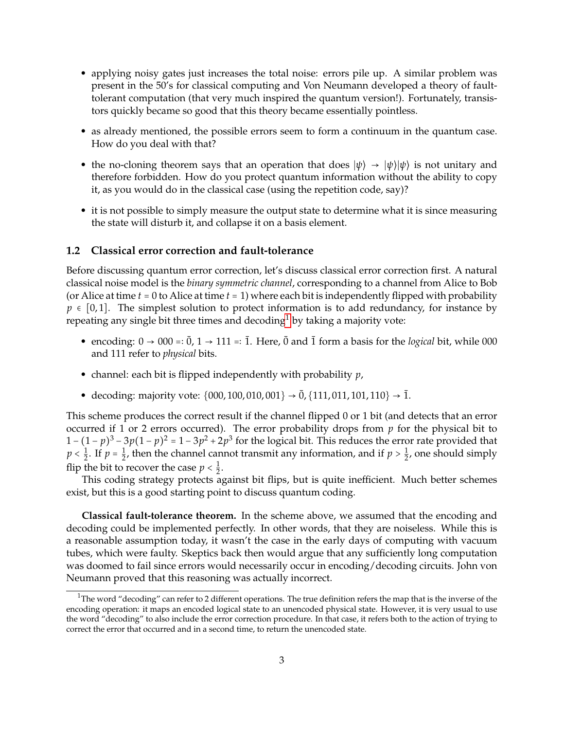- applying noisy gates just increases the total noise: errors pile up. A similar problem was present in the 50's for classical computing and Von Neumann developed a theory of fault-tolerant computation (that very much inspired the quantum version!). Fortunately, transistors quickly became so good that this theory became essentially pointless.
- as already mentioned, the possible errors seem to form a continuum in the quantum case. How do you deal with that?
- the no-cloning theorem says that an operation that does $|\psi\rangle \to |\psi\rangle|\psi\rangle$ is not unitary and therefore forbidden. How do you protect quantum information without the ability to copy it, as you would do in the classical case (using the repetition code, say)?
- it is not possible to simply measure the output state to determine what it is since measuring the state will disturb it, and collapse it on a basis element.

## 1.2 Classical error correction and fault-tolerance

Before discussing quantum error correction, let's discuss classical error correction first. A natural classical noise model is the *binary symmetric channel*, corresponding to a channel from Alice to Bob (or Alice at time $t = 0$ to Alice at time $t = 1$) where each bit is independently flipped with probability $p \in [0, 1]$. The simplest solution to protect information is to add redundancy, for instance by repeating any single bit three times and decoding[1] by taking a majority vote:

- encoding: $0 \to 000 =: \bar{0}$, $1 \to 111 =: \bar{1}$. Here, $\bar{0}$ and $\bar{1}$ form a basis for the *logical* bit, while 000 and 111 refer to *physical* bits.
- channel: each bit is flipped independently with probability $p$,
- decoding: majority vote: $\{000, 100, 010, 001\} \to \bar{0}$, $\{111, 011, 101, 110\} \to \bar{1}$.

This scheme produces the correct result if the channel flipped 0 or 1 bit (and detects that an error occurred if 1 or 2 errors occurred). The error probability drops from $p$ for the physical bit to $1 - (1-p)^3 - 3p(1-p)^2 = 1 - 3p^2 + 2p^3$ for the logical bit. This reduces the error rate provided that $p < \frac{1}{2}$. If $p = \frac{1}{2}$, then the channel cannot transmit any information, and if $p > \frac{1}{2}$, one should simply flip the bit to recover the case $p < \frac{1}{2}$.

This coding strategy protects against bit flips, but is quite inefficient. Much better schemes exist, but this is a good starting point to discuss quantum coding.

**Classical fault-tolerance theorem.** In the scheme above, we assumed that the encoding and decoding could be implemented perfectly. In other words, that they are noiseless. While this is a reasonable assumption today, it wasn't the case in the early days of computing with vacuum tubes, which were faulty. Skeptics back then would argue that any sufficiently long computation was doomed to fail since errors would necessarily occur in encoding/decoding circuits. John von Neumann proved that this reasoning was actually incorrect.

[1] The word "decoding" can refer to 2 different operations. The true definition refers the map that is the inverse of the encoding operation: it maps an encoded logical state to an unencoded physical state. However, it is very usual to use the word "decoding" to also include the error correction procedure. In that case, it refers both to the action of trying to correct the error that occurred and in a second time, to return the unencoded state.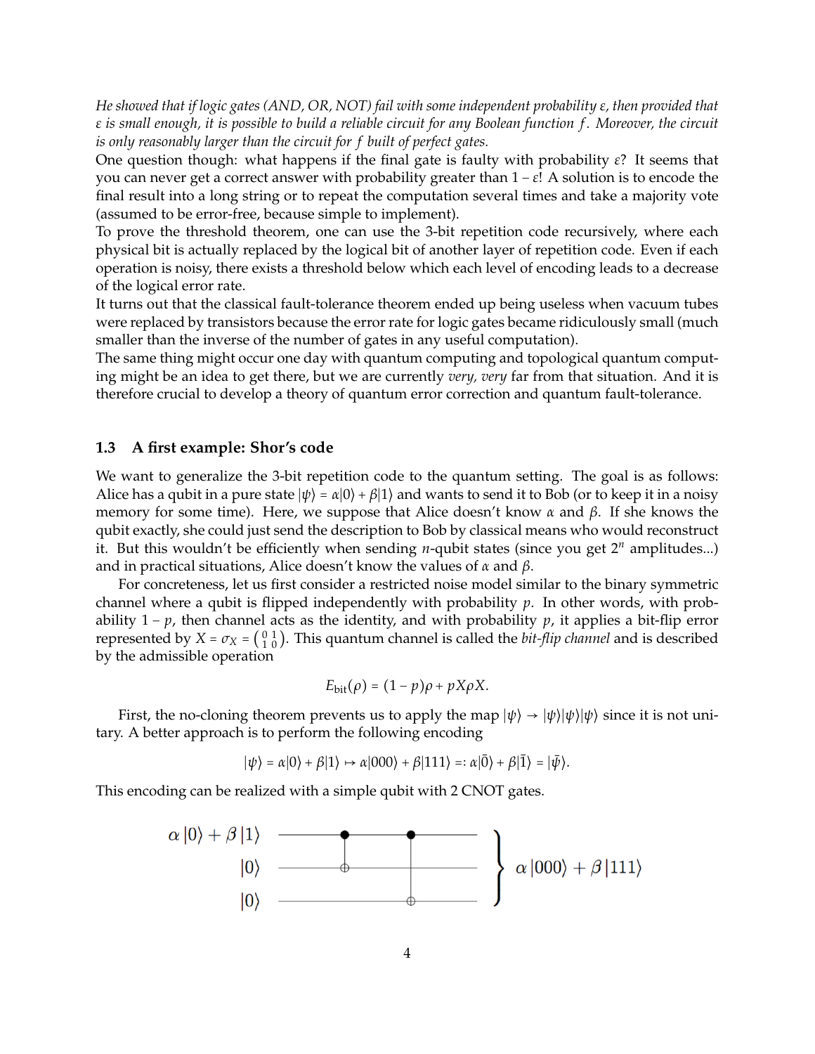*He showed that if logic gates (AND, OR, NOT) fail with some independent probability $\varepsilon$, then provided that $\varepsilon$ is small enough, it is possible to build a reliable circuit for any Boolean function $f$. Moreover, the circuit is only reasonably larger than the circuit for $f$ built of perfect gates.*

One question though: what happens if the final gate is faulty with probability $\varepsilon$? It seems that you can never get a correct answer with probability greater than $1-\varepsilon$! A solution is to encode the final result into a long string or to repeat the computation several times and take a majority vote (assumed to be error-free, because simple to implement).

To prove the threshold theorem, one can use the 3-bit repetition code recursively, where each physical bit is actually replaced by the logical bit of another layer of repetition code. Even if each operation is noisy, there exists a threshold below which each level of encoding leads to a decrease of the logical error rate.

It turns out that the classical fault-tolerance theorem ended up being useless when vacuum tubes were replaced by transistors because the error rate for logic gates became ridiculously small (much smaller than the inverse of the number of gates in any useful computation).

The same thing might occur one day with quantum computing and topological quantum computing might be an idea to get there, but we are currently *very, very* far from that situation. And it is therefore crucial to develop a theory of quantum error correction and quantum fault-tolerance.

### 1.3 A first example: Shor's code

We want to generalize the 3-bit repetition code to the quantum setting. The goal is as follows: Alice has a qubit in a pure state $|\psi\rangle = \alpha|0\rangle + \beta|1\rangle$ and wants to send it to Bob (or to keep it in a noisy memory for some time). Here, we suppose that Alice doesn't know $\alpha$ and $\beta$. If she knows the qubit exactly, she could just send the description to Bob by classical means who would reconstruct it. But this wouldn't be efficiently when sending $n$-qubit states (since you get $2^n$ amplitudes...) and in practical situations, Alice doesn't know the values of $\alpha$ and $\beta$.

For concreteness, let us first consider a restricted noise model similar to the binary symmetric channel where a qubit is flipped independently with probability $p$. In other words, with probability $1-p$, then channel acts as the identity, and with probability $p$, it applies a bit-flip error represented by $X = \sigma_X = \left(\begin{smallmatrix} 0 & 1 \\ 1 & 0 \end{smallmatrix}\right)$. This quantum channel is called the *bit-flip channel* and is described by the admissible operation

$$E_{\text{bit}}(\rho) = (1-p)\rho + pX\rho X.$$

First, the no-cloning theorem prevents us to apply the map $|\psi\rangle \to |\psi\rangle|\psi\rangle|\psi\rangle$ since it is not unitary. A better approach is to perform the following encoding

$$|\psi\rangle = \alpha|0\rangle + \beta|1\rangle \mapsto \alpha|000\rangle + \beta|111\rangle =: \alpha|\bar{0}\rangle + \beta|\bar{1}\rangle = |\bar{\psi}\rangle.$$

This encoding can be realized with a simple qubit with 2 CNOT gates.

$$\begin{array}{l} \alpha|0\rangle + \beta|1\rangle \\ |0\rangle \\ |0\rangle \end{array} \quad \text{[CNOT from qubit 1 to qubit 2, then CNOT from qubit 1 to qubit 3]} \quad \Big\} \ \alpha|000\rangle + \beta|111\rangle$$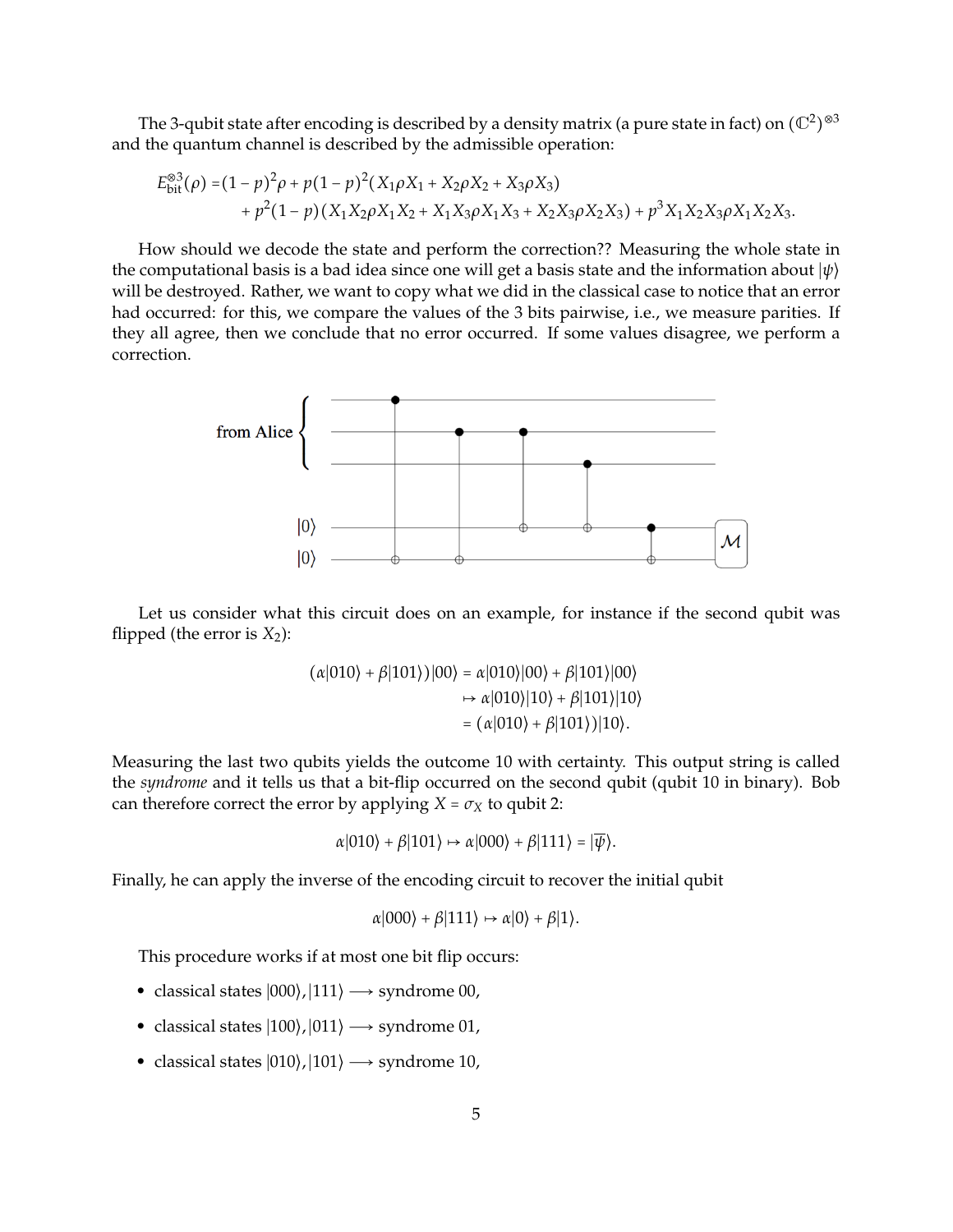The 3-qubit state after encoding is described by a density matrix (a pure state in fact) on $(\mathbb{C}^2)^{\otimes 3}$ and the quantum channel is described by the admissible operation:

$$
\begin{aligned}
E_{\text{bit}}^{\otimes 3}(\rho) =& (1-p)^2\rho + p(1-p)^2(X_1\rho X_1 + X_2\rho X_2 + X_3\rho X_3) \\
&+ p^2(1-p)(X_1X_2\rho X_1X_2 + X_1X_3\rho X_1X_3 + X_2X_3\rho X_2X_3) + p^3 X_1X_2X_3\rho X_1X_2X_3.
\end{aligned}
$$

How should we decode the state and perform the correction?? Measuring the whole state in the computational basis is a bad idea since one will get a basis state and the information about $|\psi\rangle$ will be destroyed. Rather, we want to copy what we did in the classical case to notice that an error had occurred: for this, we compare the values of the 3 bits pairwise, i.e., we measure parities. If they all agree, then we conclude that no error occurred. If some values disagree, we perform a correction.

Let us consider what this circuit does on an example, for instance if the second qubit was flipped (the error is $X_2$):

$$
\begin{aligned}
(\alpha|010\rangle + \beta|101\rangle)|00\rangle &= \alpha|010\rangle|00\rangle + \beta|101\rangle|00\rangle \\
&\mapsto \alpha|010\rangle|10\rangle + \beta|101\rangle|10\rangle \\
&= (\alpha|010\rangle + \beta|101\rangle)|10\rangle.
\end{aligned}
$$

Measuring the last two qubits yields the outcome 10 with certainty. This output string is called the *syndrome* and it tells us that a bit-flip occurred on the second qubit (qubit 10 in binary). Bob can therefore correct the error by applying $X = \sigma_X$ to qubit 2:

$$
\alpha|010\rangle + \beta|101\rangle \mapsto \alpha|000\rangle + \beta|111\rangle = |\overline{\psi}\rangle.
$$

Finally, he can apply the inverse of the encoding circuit to recover the initial qubit

$$
\alpha|000\rangle + \beta|111\rangle \mapsto \alpha|0\rangle + \beta|1\rangle.
$$

This procedure works if at most one bit flip occurs:

- classical states $|000\rangle, |111\rangle \longrightarrow$ syndrome 00,
- classical states $|100\rangle, |011\rangle \longrightarrow$ syndrome 01,
- classical states $|010\rangle, |101\rangle \longrightarrow$ syndrome 10,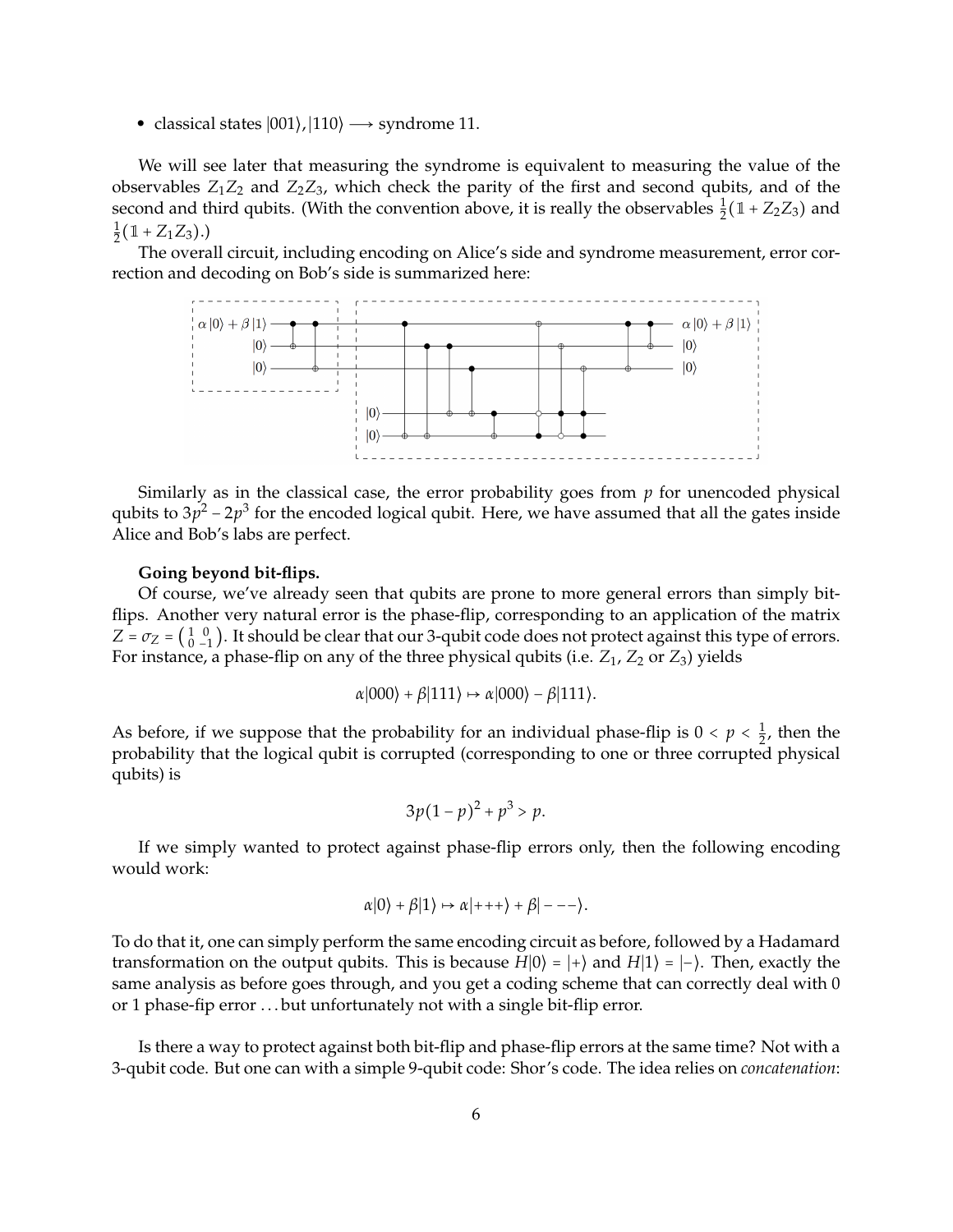- classical states $|001\rangle, |110\rangle \longrightarrow$ syndrome 11.

We will see later that measuring the syndrome is equivalent to measuring the value of the observables $Z_1Z_2$ and $Z_2Z_3$, which check the parity of the first and second qubits, and of the second and third qubits. (With the convention above, it is really the observables $\frac{1}{2}(\mathbb{1} + Z_2Z_3)$ and $\frac{1}{2}(\mathbb{1} + Z_1Z_3)$.)

The overall circuit, including encoding on Alice's side and syndrome measurement, error correction and decoding on Bob's side is summarized here:

Similarly as in the classical case, the error probability goes from $p$ for unencoded physical qubits to $3p^2 - 2p^3$ for the encoded logical qubit. Here, we have assumed that all the gates inside Alice and Bob's labs are perfect.

**Going beyond bit-flips.**

Of course, we've already seen that qubits are prone to more general errors than simply bit-flips. Another very natural error is the phase-flip, corresponding to an application of the matrix $Z = \sigma_Z = \begin{pmatrix} 1 & 0 \\ 0 & -1 \end{pmatrix}$. It should be clear that our 3-qubit code does not protect against this type of errors. For instance, a phase-flip on any of the three physical qubits (i.e. $Z_1$, $Z_2$ or $Z_3$) yields

$$\alpha|000\rangle + \beta|111\rangle \mapsto \alpha|000\rangle - \beta|111\rangle.$$

As before, if we suppose that the probability for an individual phase-flip is $0 < p < \frac{1}{2}$, then the probability that the logical qubit is corrupted (corresponding to one or three corrupted physical qubits) is

$$3p(1-p)^2 + p^3 > p.$$

If we simply wanted to protect against phase-flip errors only, then the following encoding would work:

$$\alpha|0\rangle + \beta|1\rangle \mapsto \alpha|{+}{+}{+}\rangle + \beta|{-}{-}{-}\rangle.$$

To do that it, one can simply perform the same encoding circuit as before, followed by a Hadamard transformation on the output qubits. This is because $H|0\rangle = |+\rangle$ and $H|1\rangle = |-\rangle$. Then, exactly the same analysis as before goes through, and you get a coding scheme that can correctly deal with 0 or 1 phase-fip error ... but unfortunately not with a single bit-flip error.

Is there a way to protect against both bit-flip and phase-flip errors at the same time? Not with a 3-qubit code. But one can with a simple 9-qubit code: Shor's code. The idea relies on *concatenation*: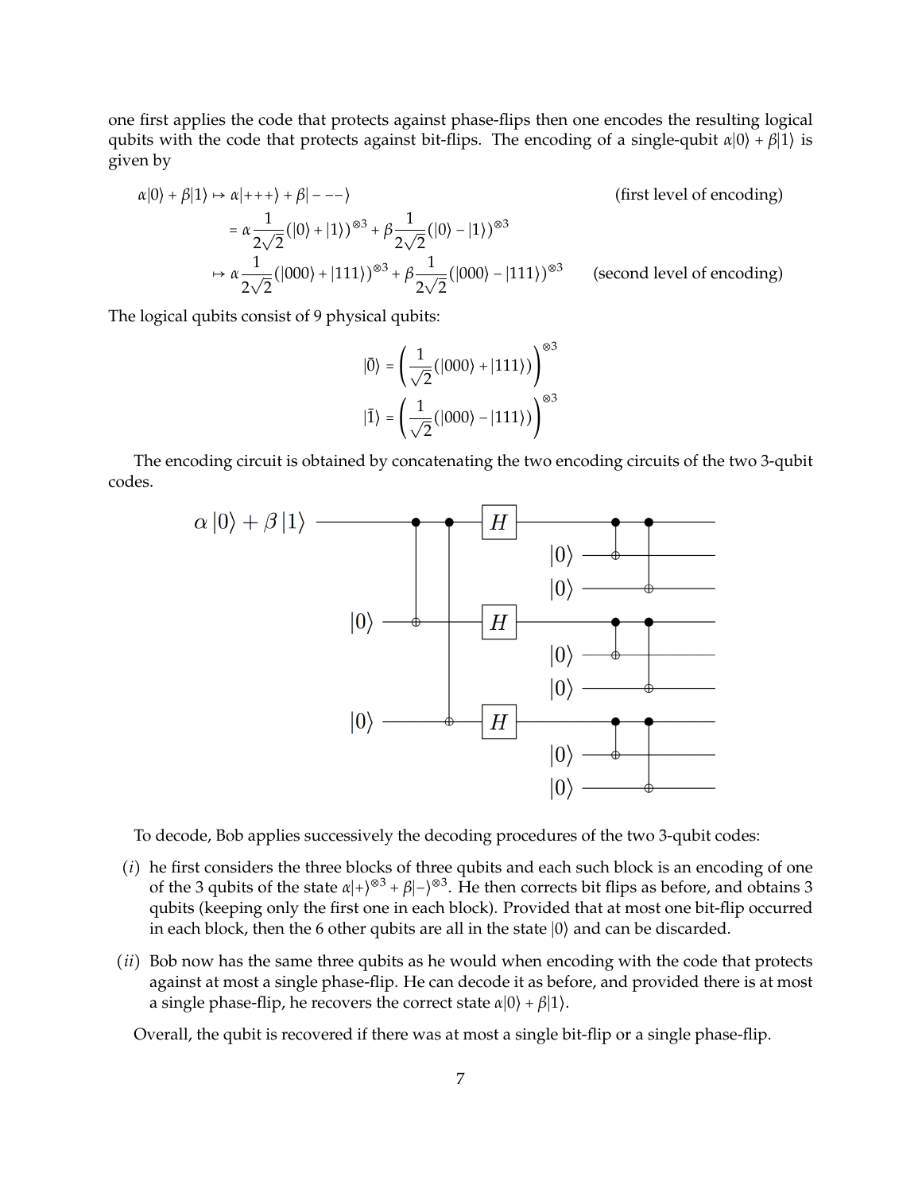one first applies the code that protects against phase-flips then one encodes the resulting logical qubits with the code that protects against bit-flips. The encoding of a single-qubit $\alpha|0\rangle + \beta|1\rangle$ is given by

$$
\begin{aligned}
\alpha|0\rangle + \beta|1\rangle &\mapsto \alpha|{+}{+}{+}\rangle + \beta|{-}{-}{-}\rangle && \text{(first level of encoding)} \\
&= \alpha\frac{1}{2\sqrt{2}}(|0\rangle + |1\rangle)^{\otimes 3} + \beta\frac{1}{2\sqrt{2}}(|0\rangle - |1\rangle)^{\otimes 3} \\
&\mapsto \alpha\frac{1}{2\sqrt{2}}(|000\rangle + |111\rangle)^{\otimes 3} + \beta\frac{1}{2\sqrt{2}}(|000\rangle - |111\rangle)^{\otimes 3} && \text{(second level of encoding)}
\end{aligned}
$$

The logical qubits consist of 9 physical qubits:

$$
|\bar{0}\rangle = \left(\frac{1}{\sqrt{2}}(|000\rangle + |111\rangle)\right)^{\otimes 3}
$$

$$
|\bar{1}\rangle = \left(\frac{1}{\sqrt{2}}(|000\rangle - |111\rangle)\right)^{\otimes 3}
$$

The encoding circuit is obtained by concatenating the two encoding circuits of the two 3-qubit codes.

To decode, Bob applies successively the decoding procedures of the two 3-qubit codes:

($i$) he first considers the three blocks of three qubits and each such block is an encoding of one of the 3 qubits of the state $\alpha|+\rangle^{\otimes 3} + \beta|-\rangle^{\otimes 3}$. He then corrects bit flips as before, and obtains 3 qubits (keeping only the first one in each block). Provided that at most one bit-flip occurred in each block, then the 6 other qubits are all in the state $|0\rangle$ and can be discarded.

($ii$) Bob now has the same three qubits as he would when encoding with the code that protects against at most a single phase-flip. He can decode it as before, and provided there is at most a single phase-flip, he recovers the correct state $\alpha|0\rangle + \beta|1\rangle$.

Overall, the qubit is recovered if there was at most a single bit-flip or a single phase-flip.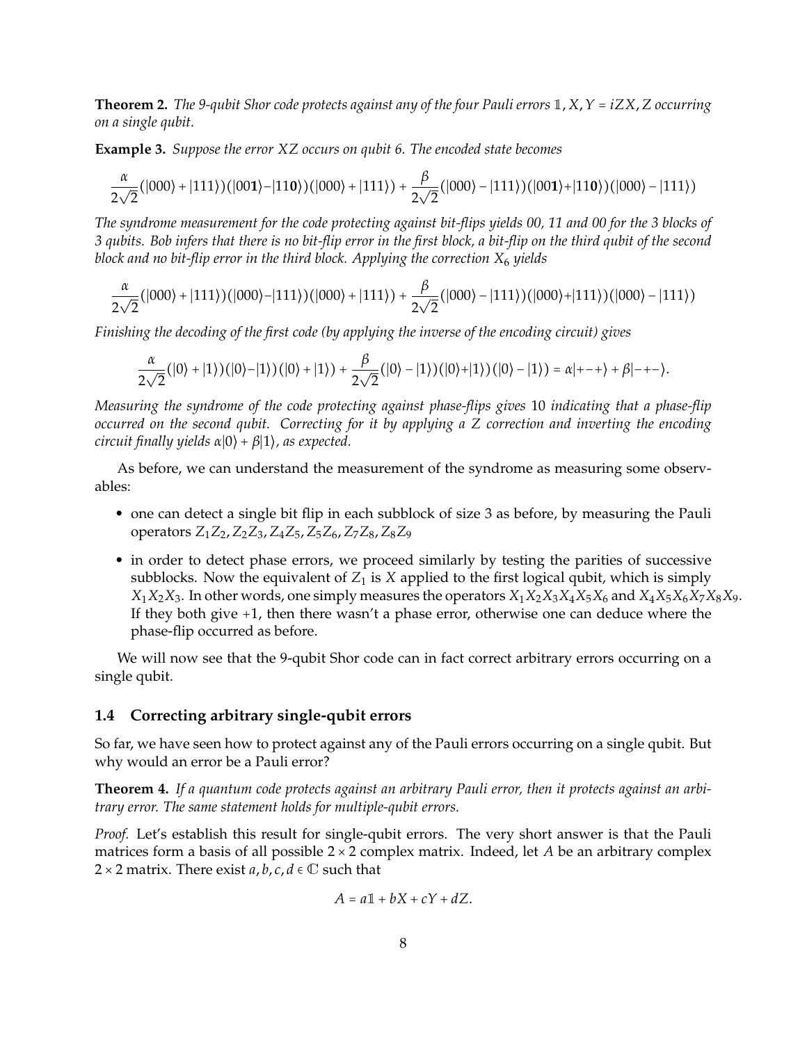**Theorem 2.** *The 9-qubit Shor code protects against any of the four Pauli errors $\mathbb{1}, X, Y = iZX, Z$ occurring on a single qubit.*

**Example 3.** *Suppose the error $XZ$ occurs on qubit 6. The encoded state becomes*

$$\frac{\alpha}{2\sqrt{2}}(|000\rangle+|111\rangle)(|00\mathbf{1}\rangle-|11\mathbf{0}\rangle)(|000\rangle+|111\rangle)+\frac{\beta}{2\sqrt{2}}(|000\rangle-|111\rangle)(|00\mathbf{1}\rangle+|11\mathbf{0}\rangle)(|000\rangle-|111\rangle)$$

*The syndrome measurement for the code protecting against bit-flips yields 00, 11 and 00 for the 3 blocks of 3 qubits. Bob infers that there is no bit-flip error in the first block, a bit-flip on the third qubit of the second block and no bit-flip error in the third block. Applying the correction $X_6$ yields*

$$\frac{\alpha}{2\sqrt{2}}(|000\rangle+|111\rangle)(|000\rangle-|111\rangle)(|000\rangle+|111\rangle)+\frac{\beta}{2\sqrt{2}}(|000\rangle-|111\rangle)(|000\rangle+|111\rangle)(|000\rangle-|111\rangle)$$

*Finishing the decoding of the first code (by applying the inverse of the encoding circuit) gives*

$$\frac{\alpha}{2\sqrt{2}}(|0\rangle+|1\rangle)(|0\rangle-|1\rangle)(|0\rangle+|1\rangle)+\frac{\beta}{2\sqrt{2}}(|0\rangle-|1\rangle)(|0\rangle+|1\rangle)(|0\rangle-|1\rangle)=\alpha|+-+\rangle+\beta|-+-\rangle.$$

*Measuring the syndrome of the code protecting against phase-flips gives* 10 *indicating that a phase-flip occurred on the second qubit. Correcting for it by applying a $Z$ correction and inverting the encoding circuit finally yields $\alpha|0\rangle+\beta|1\rangle$, as expected.*

As before, we can understand the measurement of the syndrome as measuring some observables:

- one can detect a single bit flip in each subblock of size 3 as before, by measuring the Pauli operators $Z_1Z_2, Z_2Z_3, Z_4Z_5, Z_5Z_6, Z_7Z_8, Z_8Z_9$
- in order to detect phase errors, we proceed similarly by testing the parities of successive subblocks. Now the equivalent of $Z_1$ is $X$ applied to the first logical qubit, which is simply $X_1X_2X_3$. In other words, one simply measures the operators $X_1X_2X_3X_4X_5X_6$ and $X_4X_5X_6X_7X_8X_9$. If they both give $+1$, then there wasn't a phase error, otherwise one can deduce where the phase-flip occurred as before.

We will now see that the 9-qubit Shor code can in fact correct arbitrary errors occurring on a single qubit.

### 1.4 Correcting arbitrary single-qubit errors

So far, we have seen how to protect against any of the Pauli errors occurring on a single qubit. But why would an error be a Pauli error?

**Theorem 4.** *If a quantum code protects against an arbitrary Pauli error, then it protects against an arbitrary error. The same statement holds for multiple-qubit errors.*

*Proof.* Let's establish this result for single-qubit errors. The very short answer is that the Pauli matrices form a basis of all possible $2\times 2$ complex matrix. Indeed, let $A$ be an arbitrary complex $2\times 2$ matrix. There exist $a, b, c, d \in \mathbb{C}$ such that

$$A = a\mathbb{1} + bX + cY + dZ.$$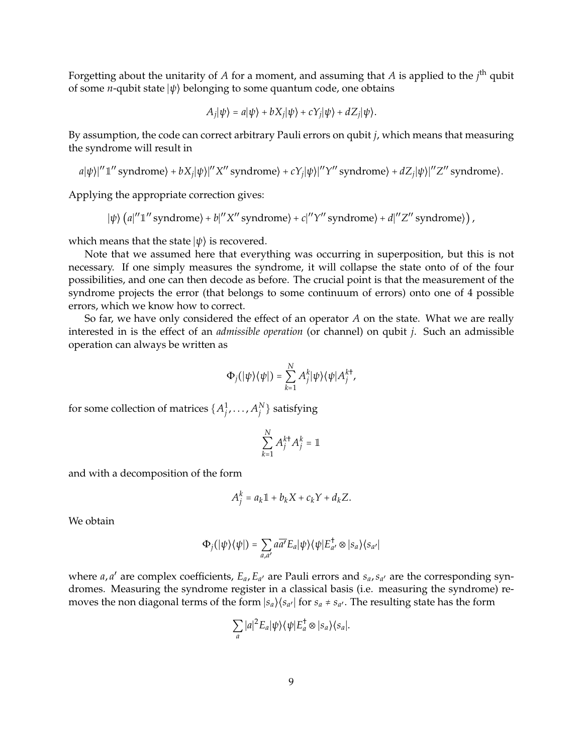Forgetting about the unitarity of $A$ for a moment, and assuming that $A$ is applied to the $j^{\text{th}}$ qubit of some $n$-qubit state $|\psi\rangle$ belonging to some quantum code, one obtains

$$A_j|\psi\rangle = a|\psi\rangle + bX_j|\psi\rangle + cY_j|\psi\rangle + dZ_j|\psi\rangle.$$

By assumption, the code can correct arbitrary Pauli errors on qubit $j$, which means that measuring the syndrome will result in

$$a|\psi\rangle|''\mathbb{1}''\text{ syndrome}\rangle + bX_j|\psi\rangle|''X''\text{ syndrome}\rangle + cY_j|\psi\rangle|''Y''\text{ syndrome}\rangle + dZ_j|\psi\rangle|''Z''\text{ syndrome}\rangle.$$

Applying the appropriate correction gives:

$$|\psi\rangle \left(a|''\mathbb{1}''\text{ syndrome}\rangle + b|''X''\text{ syndrome}\rangle + c|''Y''\text{ syndrome}\rangle + d|''Z''\text{ syndrome}\rangle\right),$$

which means that the state $|\psi\rangle$ is recovered.

Note that we assumed here that everything was occurring in superposition, but this is not necessary. If one simply measures the syndrome, it will collapse the state onto of of the four possibilities, and one can then decode as before. The crucial point is that the measurement of the syndrome projects the error (that belongs to some continuum of errors) onto one of 4 possible errors, which we know how to correct.

So far, we have only considered the effect of an operator $A$ on the state. What we are really interested in is the effect of an *admissible operation* (or channel) on qubit $j$. Such an admissible operation can always be written as

$$\Phi_j(|\psi\rangle\langle\psi|) = \sum_{k=1}^{N} A_j^k|\psi\rangle\langle\psi|A_j^{k\dagger},$$

for some collection of matrices $\{A_j^1, \ldots, A_j^N\}$ satisfying

$$\sum_{k=1}^{N} A_j^{k\dagger}A_j^k = \mathbb{1}$$

and with a decomposition of the form

$$A_j^k = a_k\mathbb{1} + b_kX + c_kY + d_kZ.$$

We obtain

$$\Phi_j(|\psi\rangle\langle\psi|) = \sum_{a,a'} a\overline{a'}E_a|\psi\rangle\langle\psi|E_{a'}^{\dagger} \otimes |s_a\rangle\langle s_{a'}|$$

where $a, a'$ are complex coefficients, $E_a, E_{a'}$ are Pauli errors and $s_a, s_{a'}$ are the corresponding syndromes. Measuring the syndrome register in a classical basis (i.e. measuring the syndrome) removes the non diagonal terms of the form $|s_a\rangle\langle s_{a'}|$ for $s_a \neq s_{a'}$. The resulting state has the form

$$\sum_a |a|^2 E_a|\psi\rangle\langle\psi|E_a^{\dagger} \otimes |s_a\rangle\langle s_a|.$$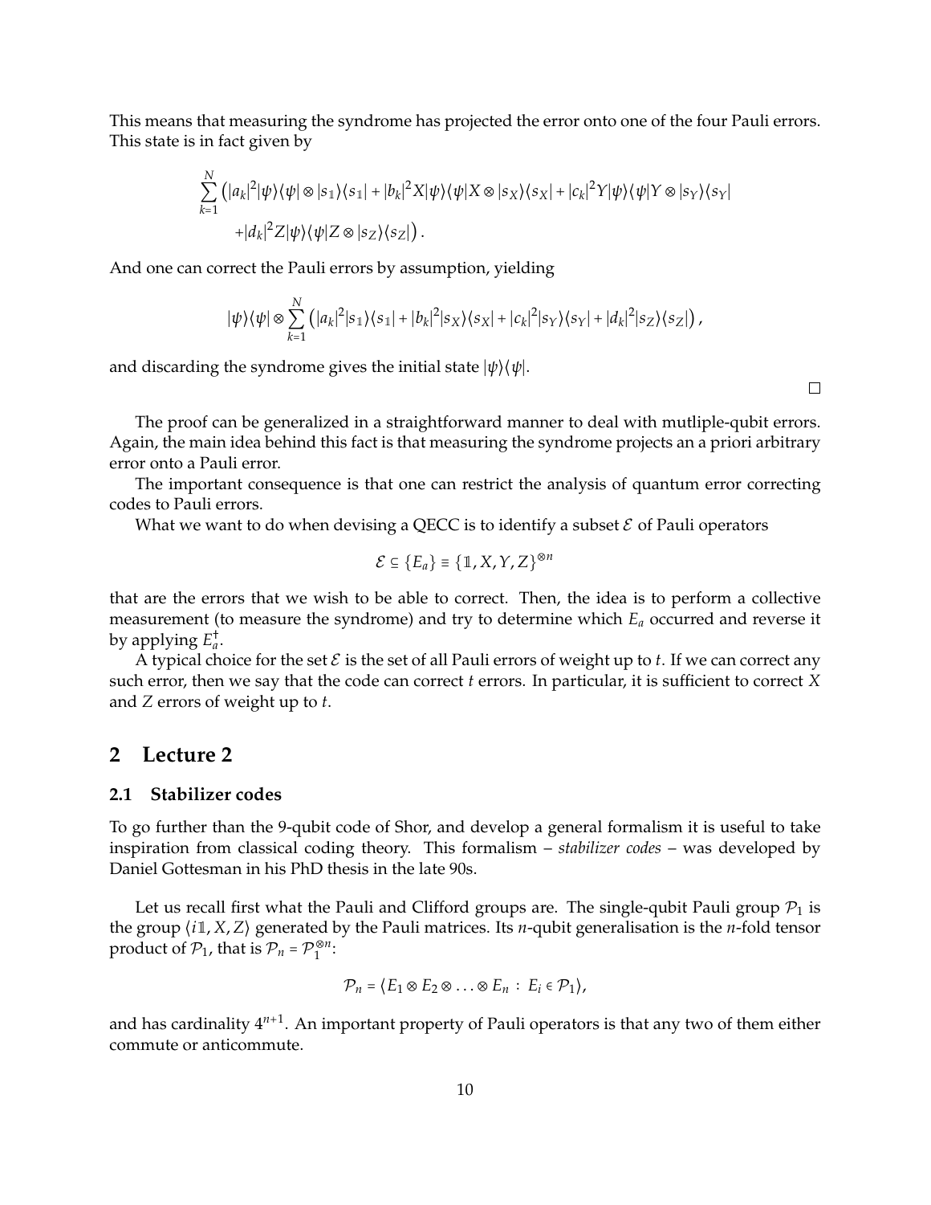This means that measuring the syndrome has projected the error onto one of the four Pauli errors. This state is in fact given by

$$\sum_{k=1}^{N} \left( |a_k|^2 |\psi\rangle\langle\psi| \otimes |s_{\mathbb{1}}\rangle\langle s_{\mathbb{1}}| + |b_k|^2 X|\psi\rangle\langle\psi|X \otimes |s_X\rangle\langle s_X| + |c_k|^2 Y|\psi\rangle\langle\psi|Y \otimes |s_Y\rangle\langle s_Y| \right.$$
$$\left. + |d_k|^2 Z|\psi\rangle\langle\psi|Z \otimes |s_Z\rangle\langle s_Z| \right).$$

And one can correct the Pauli errors by assumption, yielding

$$|\psi\rangle\langle\psi| \otimes \sum_{k=1}^{N} \left( |a_k|^2 |s_{\mathbb{1}}\rangle\langle s_{\mathbb{1}}| + |b_k|^2 |s_X\rangle\langle s_X| + |c_k|^2 |s_Y\rangle\langle s_Y| + |d_k|^2 |s_Z\rangle\langle s_Z| \right),$$

and discarding the syndrome gives the initial state $|\psi\rangle\langle\psi|$.

□

The proof can be generalized in a straightforward manner to deal with mutliple-qubit errors. Again, the main idea behind this fact is that measuring the syndrome projects an a priori arbitrary error onto a Pauli error.

The important consequence is that one can restrict the analysis of quantum error correcting codes to Pauli errors.

What we want to do when devising a QECC is to identify a subset $\mathcal{E}$ of Pauli operators

$$\mathcal{E} \subseteq \{E_a\} \equiv \{\mathbb{1}, X, Y, Z\}^{\otimes n}$$

that are the errors that we wish to be able to correct. Then, the idea is to perform a collective measurement (to measure the syndrome) and try to determine which $E_a$ occurred and reverse it by applying $E_a^\dagger$.

A typical choice for the set $\mathcal{E}$ is the set of all Pauli errors of weight up to $t$. If we can correct any such error, then we say that the code can correct $t$ errors. In particular, it is sufficient to correct $X$ and $Z$ errors of weight up to $t$.

# 2 Lecture 2

## 2.1 Stabilizer codes

To go further than the 9-qubit code of Shor, and develop a general formalism it is useful to take inspiration from classical coding theory. This formalism – *stabilizer codes* – was developed by Daniel Gottesman in his PhD thesis in the late 90s.

Let us recall first what the Pauli and Clifford groups are. The single-qubit Pauli group $\mathcal{P}_1$ is the group $\langle i\mathbb{1}, X, Z\rangle$ generated by the Pauli matrices. Its $n$-qubit generalisation is the $n$-fold tensor product of $\mathcal{P}_1$, that is $\mathcal{P}_n = \mathcal{P}_1^{\otimes n}$:

$$\mathcal{P}_n = \langle E_1 \otimes E_2 \otimes \ldots \otimes E_n \, : \, E_i \in \mathcal{P}_1 \rangle,$$

and has cardinality $4^{n+1}$. An important property of Pauli operators is that any two of them either commute or anticommute.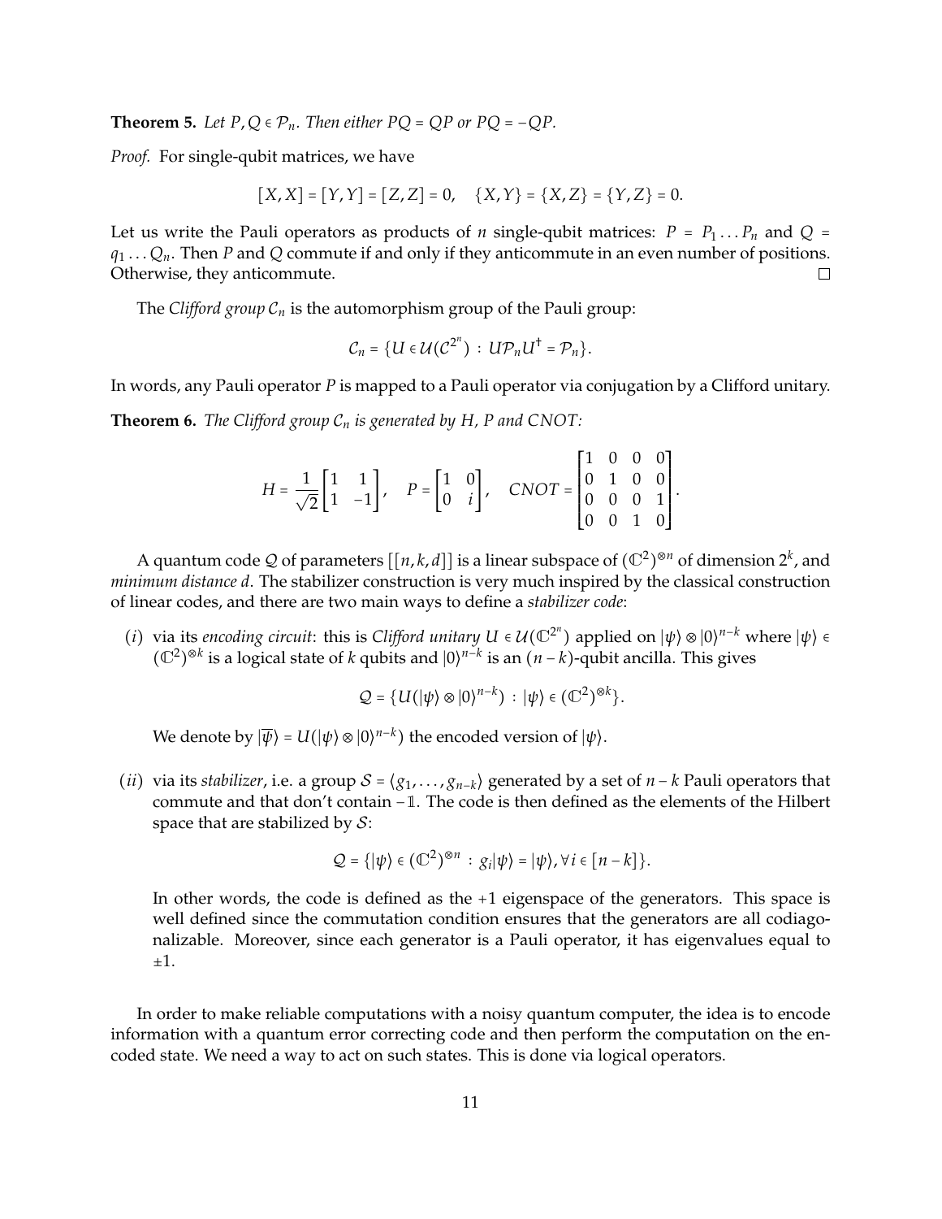**Theorem 5.** *Let $P, Q \in \mathcal{P}_n$. Then either $PQ = QP$ or $PQ = -QP$.*

*Proof.* For single-qubit matrices, we have

$$[X, X] = [Y, Y] = [Z, Z] = 0, \quad \{X, Y\} = \{X, Z\} = \{Y, Z\} = 0.$$

Let us write the Pauli operators as products of $n$ single-qubit matrices: $P = P_1 \dots P_n$ and $Q = q_1 \dots Q_n$. Then $P$ and $Q$ commute if and only if they anticommute in an even number of positions. Otherwise, they anticommute. □

The *Clifford group* $\mathcal{C}_n$ is the automorphism group of the Pauli group:

$$\mathcal{C}_n = \{U \in \mathcal{U}(\mathcal{C}^{2^n}) \, : \, U\mathcal{P}_n U^\dagger = \mathcal{P}_n\}.$$

In words, any Pauli operator $P$ is mapped to a Pauli operator via conjugation by a Clifford unitary.

**Theorem 6.** *The Clifford group $\mathcal{C}_n$ is generated by $H$, $P$ and $CNOT$:*

$$H = \frac{1}{\sqrt{2}}\begin{bmatrix} 1 & 1 \\ 1 & -1 \end{bmatrix}, \quad P = \begin{bmatrix} 1 & 0 \\ 0 & i \end{bmatrix}, \quad CNOT = \begin{bmatrix} 1 & 0 & 0 & 0 \\ 0 & 1 & 0 & 0 \\ 0 & 0 & 0 & 1 \\ 0 & 0 & 1 & 0 \end{bmatrix}.$$

A quantum code $\mathcal{Q}$ of parameters $[[n, k, d]]$ is a linear subspace of $(\mathbb{C}^2)^{\otimes n}$ of dimension $2^k$, and *minimum distance $d$*. The stabilizer construction is very much inspired by the classical construction of linear codes, and there are two main ways to define a *stabilizer code*:

($i$) via its *encoding circuit*: this is *Clifford unitary* $U \in \mathcal{U}(\mathbb{C}^{2^n})$ applied on $|\psi\rangle \otimes |0\rangle^{n-k}$ where $|\psi\rangle \in (\mathbb{C}^2)^{\otimes k}$ is a logical state of $k$ qubits and $|0\rangle^{n-k}$ is an $(n-k)$-qubit ancilla. This gives

$$\mathcal{Q} = \{U(|\psi\rangle \otimes |0\rangle^{n-k}) \, : \, |\psi\rangle \in (\mathbb{C}^2)^{\otimes k}\}.$$

We denote by $|\overline{\psi}\rangle = U(|\psi\rangle \otimes |0\rangle^{n-k})$ the encoded version of $|\psi\rangle$.

($ii$) via its *stabilizer*, i.e. a group $\mathcal{S} = \langle g_1, \dots, g_{n-k}\rangle$ generated by a set of $n-k$ Pauli operators that commute and that don't contain $-\mathbb{1}$. The code is then defined as the elements of the Hilbert space that are stabilized by $\mathcal{S}$:

$$\mathcal{Q} = \{|\psi\rangle \in (\mathbb{C}^2)^{\otimes n} \, : \, g_i|\psi\rangle = |\psi\rangle, \forall i \in [n-k]\}.$$

In other words, the code is defined as the +1 eigenspace of the generators. This space is well defined since the commutation condition ensures that the generators are all codiagonalizable. Moreover, since each generator is a Pauli operator, it has eigenvalues equal to $\pm 1$.

In order to make reliable computations with a noisy quantum computer, the idea is to encode information with a quantum error correcting code and then perform the computation on the encoded state. We need a way to act on such states. This is done via logical operators.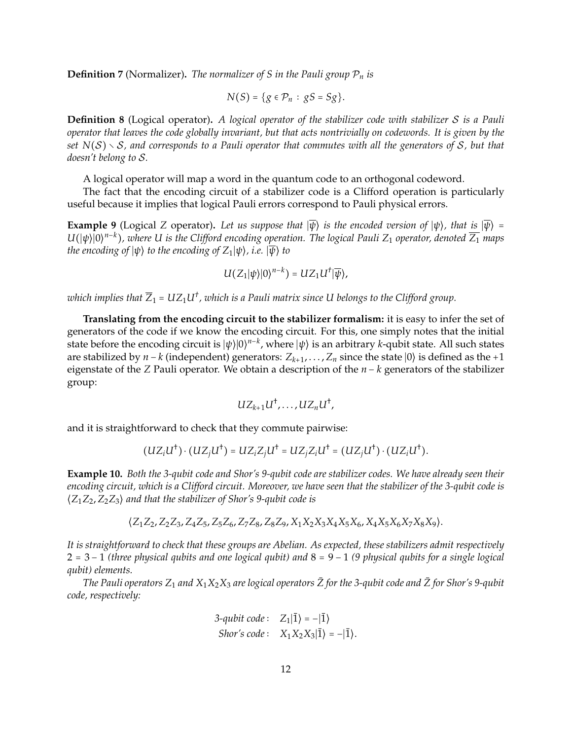**Definition 7** (Normalizer)**.** *The normalizer of $S$ in the Pauli group $\mathcal{P}_n$ is*

$$N(S) = \{g \in \mathcal{P}_n \,:\, gS = Sg\}.$$

**Definition 8** (Logical operator)**.** *A logical operator of the stabilizer code with stabilizer $\mathcal{S}$ is a Pauli operator that leaves the code globally invariant, but that acts nontrivially on codewords. It is given by the set $N(\mathcal{S}) \setminus \mathcal{S}$, and corresponds to a Pauli operator that commutes with all the generators of $\mathcal{S}$, but that doesn't belong to $\mathcal{S}$.*

A logical operator will map a word in the quantum code to an orthogonal codeword.

The fact that the encoding circuit of a stabilizer code is a Clifford operation is particularly useful because it implies that logical Pauli errors correspond to Pauli physical errors.

**Example 9** (Logical $Z$ operator)**.** *Let us suppose that $|\overline{\psi}\rangle$ is the encoded version of $|\psi\rangle$, that is $|\overline{\psi}\rangle = U(|\psi\rangle|0\rangle^{n-k})$, where $U$ is the Clifford encoding operation. The logical Pauli $Z_1$ operator, denoted $\overline{Z_1}$ maps the encoding of $|\psi\rangle$ to the encoding of $Z_1|\psi\rangle$, i.e. $|\overline{\psi}\rangle$ to*

$$U(Z_1|\psi\rangle|0\rangle^{n-k}) = UZ_1U^\dagger|\overline{\psi}\rangle,$$

*which implies that $\overline{Z}_1 = UZ_1U^\dagger$, which is a Pauli matrix since $U$ belongs to the Clifford group.*

**Translating from the encoding circuit to the stabilizer formalism:** it is easy to infer the set of generators of the code if we know the encoding circuit. For this, one simply notes that the initial state before the encoding circuit is $|\psi\rangle|0\rangle^{n-k}$, where $|\psi\rangle$ is an arbitrary $k$-qubit state. All such states are stabilized by $n-k$ (independent) generators: $Z_{k+1}, \dots, Z_n$ since the state $|0\rangle$ is defined as the $+1$ eigenstate of the $Z$ Pauli operator. We obtain a description of the $n-k$ generators of the stabilizer group:

$$UZ_{k+1}U^\dagger, \dots, UZ_nU^\dagger,$$

and it is straightforward to check that they commute pairwise:

$$(UZ_iU^\dagger)\cdot(UZ_jU^\dagger) = UZ_iZ_jU^\dagger = UZ_jZ_iU^\dagger = (UZ_jU^\dagger)\cdot(UZ_iU^\dagger).$$

**Example 10.** *Both the 3-qubit code and Shor's 9-qubit code are stabilizer codes. We have already seen their encoding circuit, which is a Clifford circuit. Moreover, we have seen that the stabilizer of the 3-qubit code is $\langle Z_1Z_2, Z_2Z_3\rangle$ and that the stabilizer of Shor's 9-qubit code is*

$$\langle Z_1Z_2, Z_2Z_3, Z_4Z_5, Z_5Z_6, Z_7Z_8, Z_8Z_9, X_1X_2X_3X_4X_5X_6, X_4X_5X_6X_7X_8X_9\rangle.$$

*It is straightforward to check that these groups are Abelian. As expected, these stabilizers admit respectively $2 = 3-1$ (three physical qubits and one logical qubit) and $8 = 9-1$ (9 physical qubits for a single logical qubit) elements.*

*The Pauli operators $Z_1$ and $X_1X_2X_3$ are logical operators $\bar{Z}$ for the 3-qubit code and $\bar{Z}$ for Shor's 9-qubit code, respectively:*

$$\begin{aligned} \text{3-qubit code}: \quad & Z_1|\bar{1}\rangle = -|\bar{1}\rangle \\ \text{Shor's code}: \quad & X_1X_2X_3|\bar{1}\rangle = -|\bar{1}\rangle. \end{aligned}$$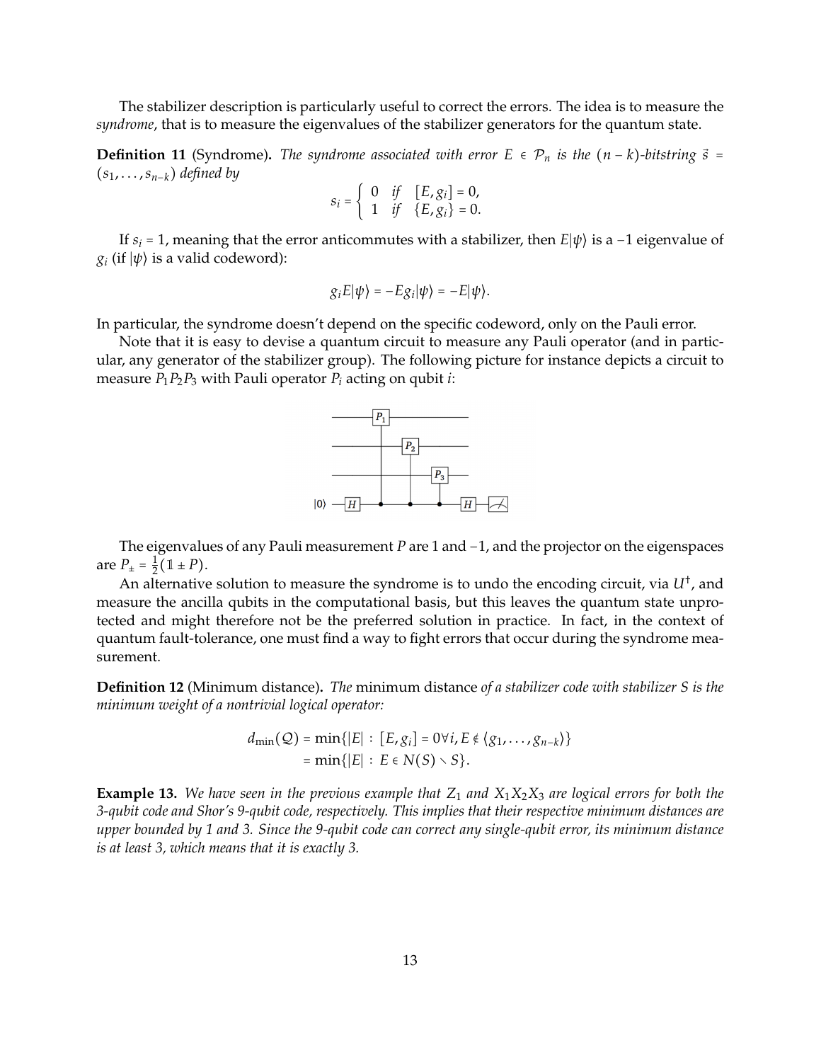The stabilizer description is particularly useful to correct the errors. The idea is to measure the *syndrome*, that is to measure the eigenvalues of the stabilizer generators for the quantum state.

**Definition 11** (Syndrome)**.** *The syndrome associated with error $E \in \mathcal{P}_n$ is the $(n-k)$-bitstring $\vec{s} = (s_1, \ldots, s_{n-k})$ defined by*

$$s_i = \begin{cases} 0 & \text{if} \quad [E, g_i] = 0, \\ 1 & \text{if} \quad \{E, g_i\} = 0. \end{cases}$$

If $s_i = 1$, meaning that the error anticommutes with a stabilizer, then $E|\psi\rangle$ is a $-1$ eigenvalue of $g_i$ (if $|\psi\rangle$ is a valid codeword):

$$g_i E|\psi\rangle = -E g_i|\psi\rangle = -E|\psi\rangle.$$

In particular, the syndrome doesn't depend on the specific codeword, only on the Pauli error.

Note that it is easy to devise a quantum circuit to measure any Pauli operator (and in particular, any generator of the stabilizer group). The following picture for instance depicts a circuit to measure $P_1 P_2 P_3$ with Pauli operator $P_i$ acting on qubit $i$:

The eigenvalues of any Pauli measurement $P$ are 1 and $-1$, and the projector on the eigenspaces are $P_\pm = \frac{1}{2}(\mathbb{1} \pm P)$.

An alternative solution to measure the syndrome is to undo the encoding circuit, via $U^\dagger$, and measure the ancilla qubits in the computational basis, but this leaves the quantum state unprotected and might therefore not be the preferred solution in practice. In fact, in the context of quantum fault-tolerance, one must find a way to fight errors that occur during the syndrome measurement.

**Definition 12** (Minimum distance)**.** *The* minimum distance *of a stabilizer code with stabilizer $S$ is the minimum weight of a nontrivial logical operator:*

$$\begin{aligned} d_{\min}(\mathcal{Q}) &= \min\{|E| \,:\, [E, g_i] = 0 \forall i, E \notin \langle g_1, \ldots, g_{n-k}\rangle\} \\ &= \min\{|E| \,:\, E \in N(S) \setminus S\}. \end{aligned}$$

**Example 13.** *We have seen in the previous example that $Z_1$ and $X_1 X_2 X_3$ are logical errors for both the 3-qubit code and Shor's 9-qubit code, respectively. This implies that their respective minimum distances are upper bounded by 1 and 3. Since the 9-qubit code can correct any single-qubit error, its minimum distance is at least 3, which means that it is exactly 3.*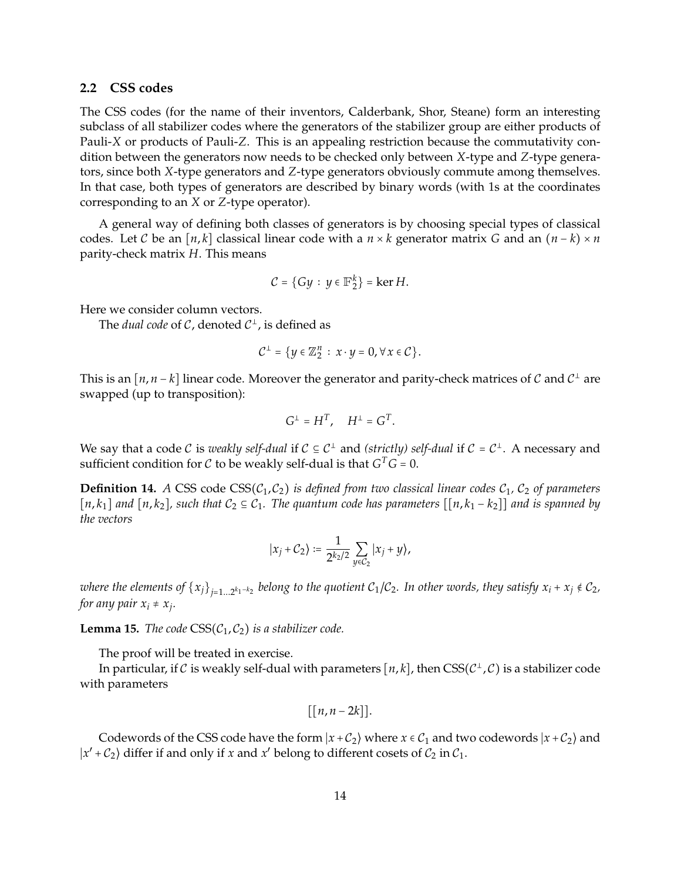## 2.2 CSS codes

The CSS codes (for the name of their inventors, Calderbank, Shor, Steane) form an interesting subclass of all stabilizer codes where the generators of the stabilizer group are either products of Pauli-$X$ or products of Pauli-$Z$. This is an appealing restriction because the commutativity condition between the generators now needs to be checked only between $X$-type and $Z$-type generators, since both $X$-type generators and $Z$-type generators obviously commute among themselves. In that case, both types of generators are described by binary words (with 1s at the coordinates corresponding to an $X$ or $Z$-type operator).

A general way of defining both classes of generators is by choosing special types of classical codes. Let $\mathcal{C}$ be an $[n,k]$ classical linear code with a $n \times k$ generator matrix $G$ and an $(n-k) \times n$ parity-check matrix $H$. This means

$$\mathcal{C} = \{Gy \,:\, y \in \mathbb{F}_2^k\} = \ker H.$$

Here we consider column vectors.

The *dual code* of $\mathcal{C}$, denoted $\mathcal{C}^\perp$, is defined as

$$\mathcal{C}^\perp = \{y \in \mathbb{Z}_2^n \,:\, x \cdot y = 0, \forall x \in \mathcal{C}\}.$$

This is an $[n, n-k]$ linear code. Moreover the generator and parity-check matrices of $\mathcal{C}$ and $\mathcal{C}^\perp$ are swapped (up to transposition):

$$G^\perp = H^T, \quad H^\perp = G^T.$$

We say that a code $\mathcal{C}$ is *weakly self-dual* if $\mathcal{C} \subseteq \mathcal{C}^\perp$ and *(strictly) self-dual* if $\mathcal{C} = \mathcal{C}^\perp$. A necessary and sufficient condition for $\mathcal{C}$ to be weakly self-dual is that $G^T G = 0$.

**Definition 14.** *A CSS code* $\mathrm{CSS}(\mathcal{C}_1, \mathcal{C}_2)$ *is defined from two classical linear codes* $\mathcal{C}_1$, $\mathcal{C}_2$ *of parameters* $[n, k_1]$ *and* $[n, k_2]$*, such that* $\mathcal{C}_2 \subseteq \mathcal{C}_1$*. The quantum code has parameters* $[[n, k_1 - k_2]]$ *and is spanned by the vectors*

$$|x_j + \mathcal{C}_2\rangle := \frac{1}{2^{k_2/2}} \sum_{y \in \mathcal{C}_2} |x_j + y\rangle,$$

*where the elements of* $\{x_j\}_{j=1\ldots 2^{k_1-k_2}}$ *belong to the quotient* $\mathcal{C}_1/\mathcal{C}_2$*. In other words, they satisfy* $x_i + x_j \notin \mathcal{C}_2$*, for any pair* $x_i \neq x_j$*.*

**Lemma 15.** *The code* $\mathrm{CSS}(\mathcal{C}_1, \mathcal{C}_2)$ *is a stabilizer code.*

The proof will be treated in exercise.

In particular, if $\mathcal{C}$ is weakly self-dual with parameters $[n,k]$, then $\mathrm{CSS}(\mathcal{C}^\perp, \mathcal{C})$ is a stabilizer code with parameters

$$[[n, n-2k]].$$

Codewords of the CSS code have the form $|x + \mathcal{C}_2\rangle$ where $x \in \mathcal{C}_1$ and two codewords $|x + \mathcal{C}_2\rangle$ and $|x' + \mathcal{C}_2\rangle$ differ if and only if $x$ and $x'$ belong to different cosets of $\mathcal{C}_2$ in $\mathcal{C}_1$.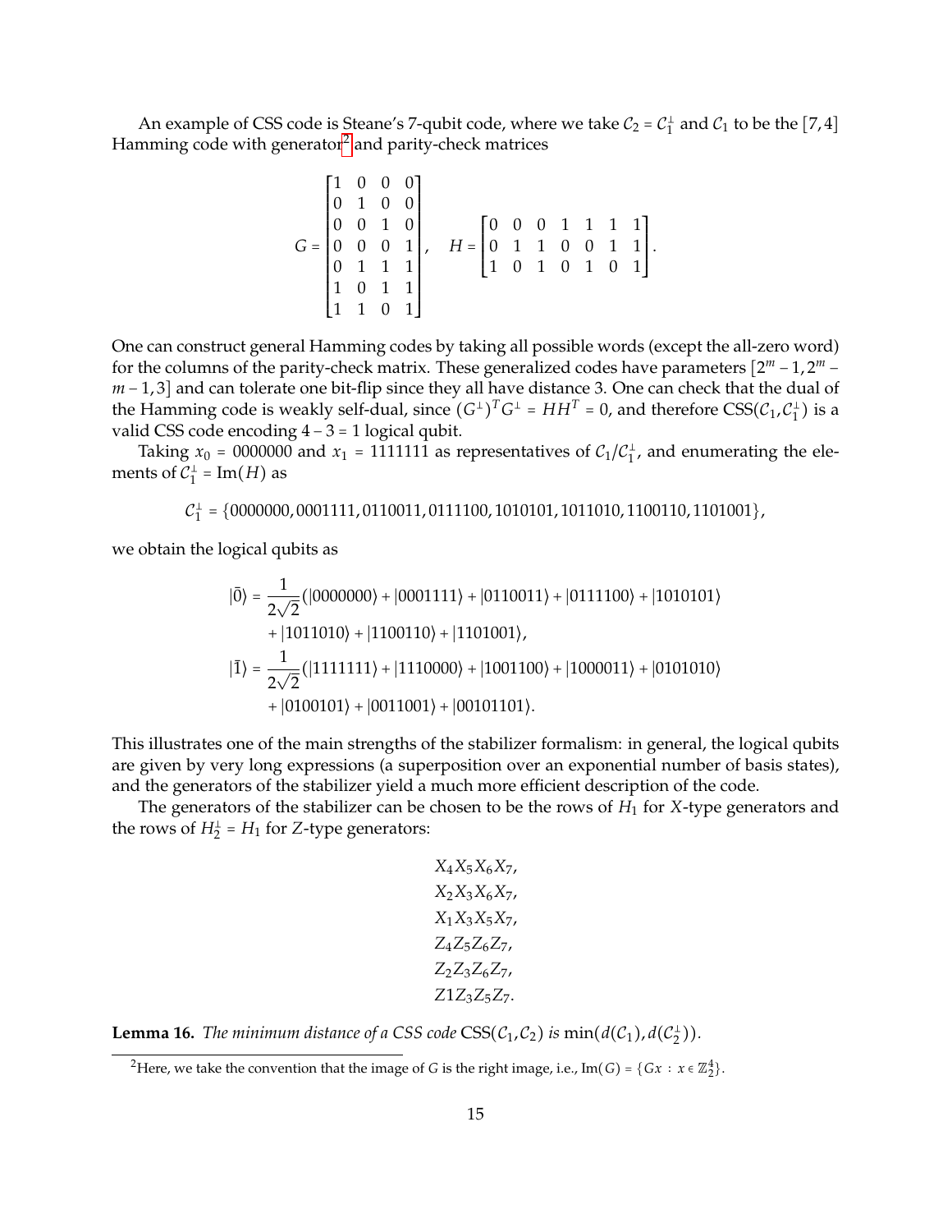An example of CSS code is Steane's 7-qubit code, where we take $\mathcal{C}_2 = \mathcal{C}_1^\perp$ and $\mathcal{C}_1$ to be the $[7,4]$ Hamming code with generator[2] and parity-check matrices

$$G = \begin{bmatrix} 1 & 0 & 0 & 0 \\ 0 & 1 & 0 & 0 \\ 0 & 0 & 1 & 0 \\ 0 & 0 & 0 & 1 \\ 0 & 1 & 1 & 1 \\ 1 & 0 & 1 & 1 \\ 1 & 1 & 0 & 1 \end{bmatrix}, \quad H = \begin{bmatrix} 0 & 0 & 0 & 1 & 1 & 1 & 1 \\ 0 & 1 & 1 & 0 & 0 & 1 & 1 \\ 1 & 0 & 1 & 0 & 1 & 0 & 1 \end{bmatrix}.$$

One can construct general Hamming codes by taking all possible words (except the all-zero word) for the columns of the parity-check matrix. These generalized codes have parameters $[2^m - 1, 2^m - m - 1, 3]$ and can tolerate one bit-flip since they all have distance 3. One can check that the dual of the Hamming code is weakly self-dual, since $(G^\perp)^T G^\perp = HH^T = 0$, and therefore $\mathrm{CSS}(\mathcal{C}_1, \mathcal{C}_1^\perp)$ is a valid CSS code encoding $4 - 3 = 1$ logical qubit.

Taking $x_0 = 0000000$ and $x_1 = 1111111$ as representatives of $\mathcal{C}_1/\mathcal{C}_1^\perp$, and enumerating the elements of $\mathcal{C}_1^\perp = \mathrm{Im}(H)$ as

$$\mathcal{C}_1^\perp = \{0000000, 0001111, 0110011, 0111100, 1010101, 1011010, 1100110, 1101001\},$$

we obtain the logical qubits as

$$\begin{aligned} |\bar{0}\rangle &= \frac{1}{2\sqrt{2}}(|0000000\rangle + |0001111\rangle + |0110011\rangle + |0111100\rangle + |1010101\rangle \\ &\quad + |1011010\rangle + |1100110\rangle + |1101001\rangle, \\ |\bar{1}\rangle &= \frac{1}{2\sqrt{2}}(|1111111\rangle + |1110000\rangle + |1001100\rangle + |1000011\rangle + |0101010\rangle \\ &\quad + |0100101\rangle + |0011001\rangle + |00101101\rangle. \end{aligned}$$

This illustrates one of the main strengths of the stabilizer formalism: in general, the logical qubits are given by very long expressions (a superposition over an exponential number of basis states), and the generators of the stabilizer yield a much more efficient description of the code.

The generators of the stabilizer can be chosen to be the rows of $H_1$ for $X$-type generators and the rows of $H_2^\perp = H_1$ for $Z$-type generators:

$$\begin{gathered} X_4X_5X_6X_7, \\ X_2X_3X_6X_7, \\ X_1X_3X_5X_7, \\ Z_4Z_5Z_6Z_7, \\ Z_2Z_3Z_6Z_7, \\ Z1Z_3Z_5Z_7. \end{gathered}$$

**Lemma 16.** *The minimum distance of a CSS code $\mathrm{CSS}(\mathcal{C}_1, \mathcal{C}_2)$ is $\min(d(\mathcal{C}_1), d(\mathcal{C}_2^\perp))$.*

---

[2] Here, we take the convention that the image of $G$ is the right image, i.e., $\mathrm{Im}(G) = \{Gx \,:\, x \in \mathbb{Z}_2^4\}$.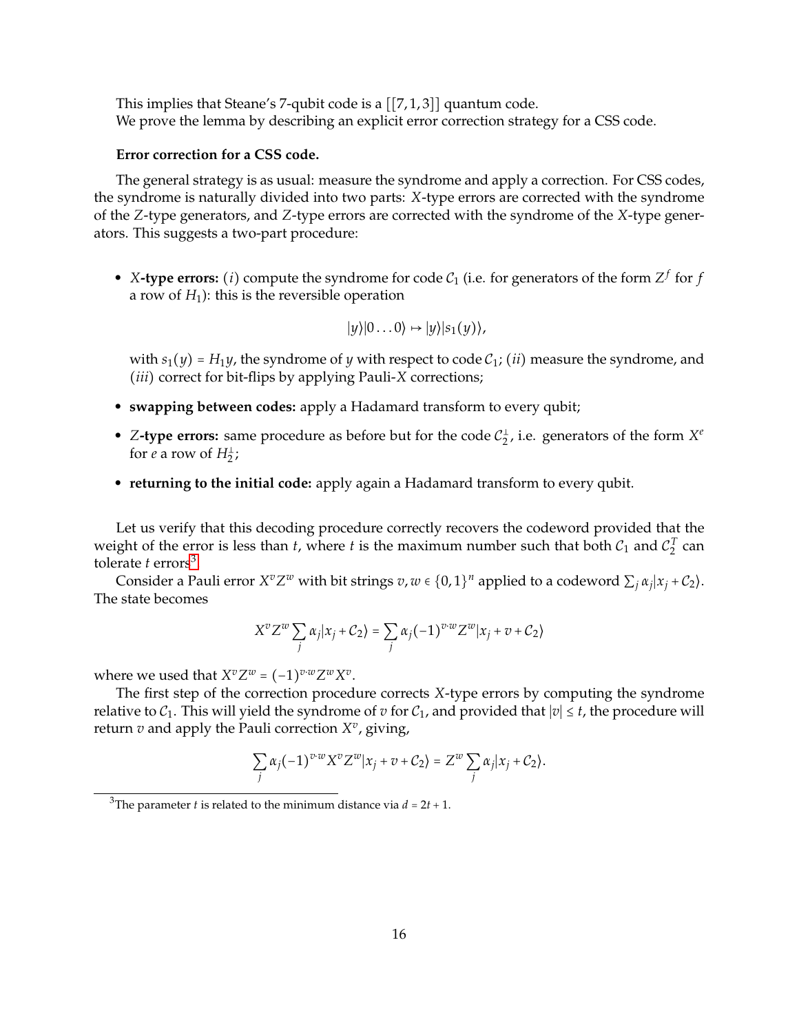This implies that Steane's 7-qubit code is a $[[7,1,3]]$ quantum code.

We prove the lemma by describing an explicit error correction strategy for a CSS code.

**Error correction for a CSS code.**

The general strategy is as usual: measure the syndrome and apply a correction. For CSS codes, the syndrome is naturally divided into two parts: $X$-type errors are corrected with the syndrome of the $Z$-type generators, and $Z$-type errors are corrected with the syndrome of the $X$-type generators. This suggests a two-part procedure:

- **$X$-type errors:** $(i)$ compute the syndrome for code $\mathcal{C}_1$ (i.e. for generators of the form $Z^f$ for $f$ a row of $H_1$): this is the reversible operation

$$|y\rangle|0\dots0\rangle \mapsto |y\rangle|s_1(y)\rangle,$$

  with $s_1(y) = H_1 y$, the syndrome of $y$ with respect to code $\mathcal{C}_1$; $(ii)$ measure the syndrome, and $(iii)$ correct for bit-flips by applying Pauli-$X$ corrections;
- **swapping between codes:** apply a Hadamard transform to every qubit;
- **$Z$-type errors:** same procedure as before but for the code $\mathcal{C}_2^{\perp}$, i.e. generators of the form $X^e$ for $e$ a row of $H_2^{\perp}$;
- **returning to the initial code:** apply again a Hadamard transform to every qubit.

Let us verify that this decoding procedure correctly recovers the codeword provided that the weight of the error is less than $t$, where $t$ is the maximum number such that both $\mathcal{C}_1$ and $\mathcal{C}_2^T$ can tolerate $t$ errors[3].

Consider a Pauli error $X^v Z^w$ with bit strings $v, w \in \{0,1\}^n$ applied to a codeword $\sum_j \alpha_j |x_j + \mathcal{C}_2\rangle$. The state becomes

$$X^v Z^w \sum_j \alpha_j |x_j + \mathcal{C}_2\rangle = \sum_j \alpha_j (-1)^{v \cdot w} Z^w |x_j + v + \mathcal{C}_2\rangle$$

where we used that $X^v Z^w = (-1)^{v \cdot w} Z^w X^v$.

The first step of the correction procedure corrects $X$-type errors by computing the syndrome relative to $\mathcal{C}_1$. This will yield the syndrome of $v$ for $\mathcal{C}_1$, and provided that $|v| \leq t$, the procedure will return $v$ and apply the Pauli correction $X^v$, giving,

$$\sum_j \alpha_j (-1)^{v \cdot w} X^v Z^w |x_j + v + \mathcal{C}_2\rangle = Z^w \sum_j \alpha_j |x_j + \mathcal{C}_2\rangle.$$

[3] The parameter $t$ is related to the minimum distance via $d = 2t + 1$.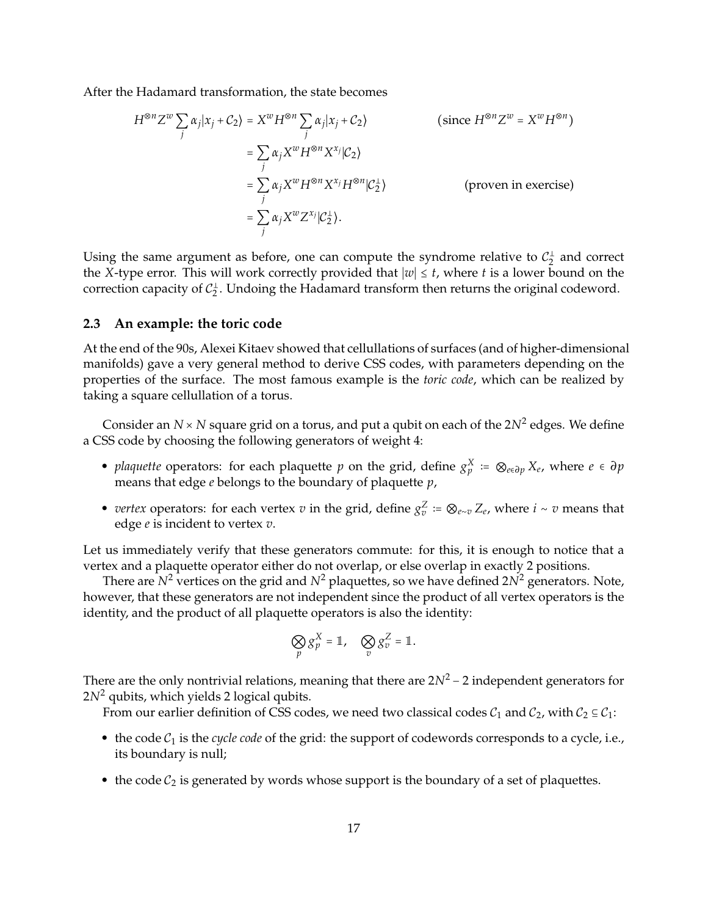After the Hadamard transformation, the state becomes

$$
\begin{aligned}
H^{\otimes n} Z^w \sum_j \alpha_j |x_j + \mathcal{C}_2\rangle &= X^w H^{\otimes n} \sum_j \alpha_j |x_j + \mathcal{C}_2\rangle && (\text{since } H^{\otimes n} Z^w = X^w H^{\otimes n}) \\
&= \sum_j \alpha_j X^w H^{\otimes n} X^{x_j} |\mathcal{C}_2\rangle \\
&= \sum_j \alpha_j X^w H^{\otimes n} X^{x_j} H^{\otimes n} |\mathcal{C}_2^\perp\rangle && (\text{proven in exercise}) \\
&= \sum_j \alpha_j X^w Z^{x_j} |\mathcal{C}_2^\perp\rangle.
\end{aligned}
$$

Using the same argument as before, one can compute the syndrome relative to $\mathcal{C}_2^\perp$ and correct the $X$-type error. This will work correctly provided that $|w| \le t$, where $t$ is a lower bound on the correction capacity of $\mathcal{C}_2^\perp$. Undoing the Hadamard transform then returns the original codeword.

### 2.3 An example: the toric code

At the end of the 90s, Alexei Kitaev showed that cellullations of surfaces (and of higher-dimensional manifolds) gave a very general method to derive CSS codes, with parameters depending on the properties of the surface. The most famous example is the *toric code*, which can be realized by taking a square cellullation of a torus.

Consider an $N \times N$ square grid on a torus, and put a qubit on each of the $2N^2$ edges. We define a CSS code by choosing the following generators of weight 4:

- *plaquette* operators: for each plaquette $p$ on the grid, define $g_p^X := \otimes_{e \in \partial p} X_e$, where $e \in \partial p$ means that edge $e$ belongs to the boundary of plaquette $p$,
- *vertex* operators: for each vertex $v$ in the grid, define $g_v^Z := \otimes_{e \sim v} Z_e$, where $i \sim v$ means that edge $e$ is incident to vertex $v$.

Let us immediately verify that these generators commute: for this, it is enough to notice that a vertex and a plaquette operator either do not overlap, or else overlap in exactly 2 positions.

There are $N^2$ vertices on the grid and $N^2$ plaquettes, so we have defined $2N^2$ generators. Note, however, that these generators are not independent since the product of all vertex operators is the identity, and the product of all plaquette operators is also the identity:

$$
\bigotimes_p g_p^X = \mathbb{1}, \quad \bigotimes_v g_v^Z = \mathbb{1}.
$$

There are the only nontrivial relations, meaning that there are $2N^2 - 2$ independent generators for $2N^2$ qubits, which yields 2 logical qubits.

From our earlier definition of CSS codes, we need two classical codes $\mathcal{C}_1$ and $\mathcal{C}_2$, with $\mathcal{C}_2 \subseteq \mathcal{C}_1$:

- the code $\mathcal{C}_1$ is the *cycle code* of the grid: the support of codewords corresponds to a cycle, i.e., its boundary is null;
- the code $\mathcal{C}_2$ is generated by words whose support is the boundary of a set of plaquettes.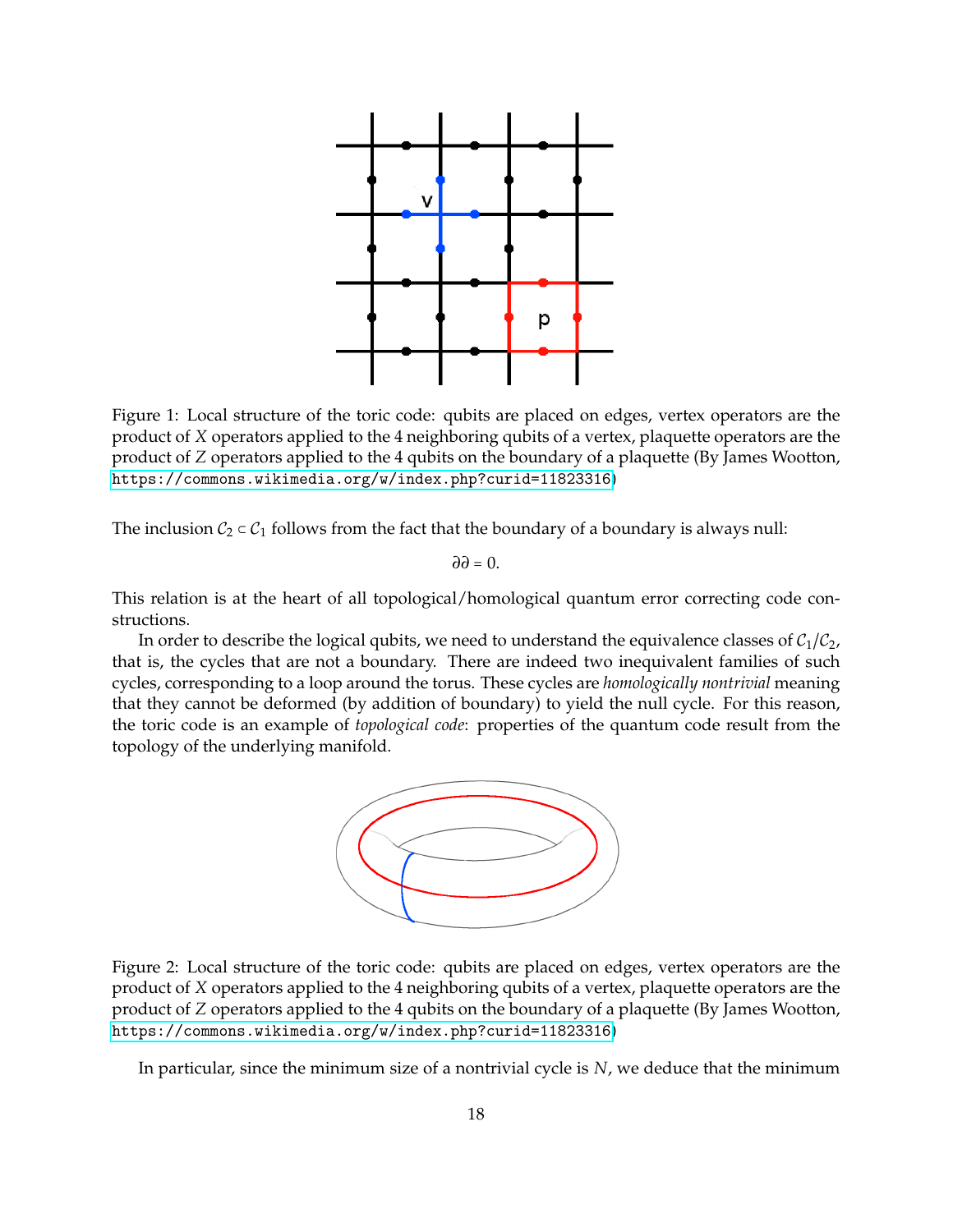Figure 1: Local structure of the toric code: qubits are placed on edges, vertex operators are the product of $X$ operators applied to the 4 neighboring qubits of a vertex, plaquette operators are the product of $Z$ operators applied to the 4 qubits on the boundary of a plaquette (By James Wootton, https://commons.wikimedia.org/w/index.php?curid=11823316)

The inclusion $\mathcal{C}_2 \subset \mathcal{C}_1$ follows from the fact that the boundary of a boundary is always null:

$$\partial\partial = 0.$$

This relation is at the heart of all topological/homological quantum error correcting code constructions.

In order to describe the logical qubits, we need to understand the equivalence classes of $\mathcal{C}_1/\mathcal{C}_2$, that is, the cycles that are not a boundary. There are indeed two inequivalent families of such cycles, corresponding to a loop around the torus. These cycles are *homologically nontrivial* meaning that they cannot be deformed (by addition of boundary) to yield the null cycle. For this reason, the toric code is an example of *topological code*: properties of the quantum code result from the topology of the underlying manifold.

Figure 2: Local structure of the toric code: qubits are placed on edges, vertex operators are the product of $X$ operators applied to the 4 neighboring qubits of a vertex, plaquette operators are the product of $Z$ operators applied to the 4 qubits on the boundary of a plaquette (By James Wootton, https://commons.wikimedia.org/w/index.php?curid=11823316)

In particular, since the minimum size of a nontrivial cycle is $N$, we deduce that the minimum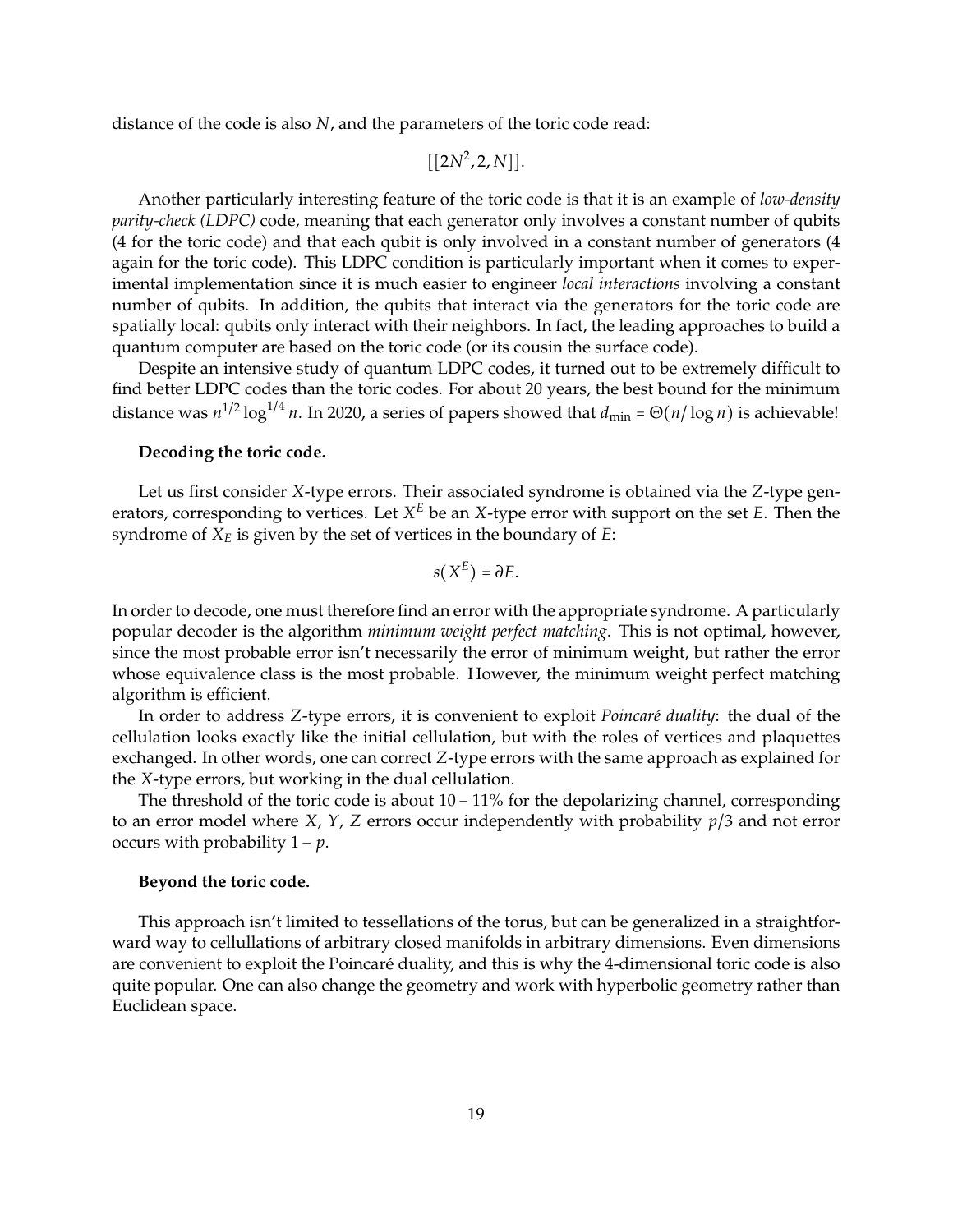distance of the code is also $N$, and the parameters of the toric code read:

$$[[2N^2, 2, N]].$$

Another particularly interesting feature of the toric code is that it is an example of *low-density parity-check (LDPC)* code, meaning that each generator only involves a constant number of qubits (4 for the toric code) and that each qubit is only involved in a constant number of generators (4 again for the toric code). This LDPC condition is particularly important when it comes to experimental implementation since it is much easier to engineer *local interactions* involving a constant number of qubits. In addition, the qubits that interact via the generators for the toric code are spatially local: qubits only interact with their neighbors. In fact, the leading approaches to build a quantum computer are based on the toric code (or its cousin the surface code).

Despite an intensive study of quantum LDPC codes, it turned out to be extremely difficult to find better LDPC codes than the toric codes. For about 20 years, the best bound for the minimum distance was $n^{1/2} \log^{1/4} n$. In 2020, a series of papers showed that $d_{\min} = \Theta(n/\log n)$ is achievable!

**Decoding the toric code.**

Let us first consider $X$-type errors. Their associated syndrome is obtained via the $Z$-type generators, corresponding to vertices. Let $X^E$ be an $X$-type error with support on the set $E$. Then the syndrome of $X_E$ is given by the set of vertices in the boundary of $E$:

$$s(X^E) = \partial E.$$

In order to decode, one must therefore find an error with the appropriate syndrome. A particularly popular decoder is the algorithm *minimum weight perfect matching*. This is not optimal, however, since the most probable error isn't necessarily the error of minimum weight, but rather the error whose equivalence class is the most probable. However, the minimum weight perfect matching algorithm is efficient.

In order to address $Z$-type errors, it is convenient to exploit *Poincaré duality*: the dual of the cellulation looks exactly like the initial cellulation, but with the roles of vertices and plaquettes exchanged. In other words, one can correct $Z$-type errors with the same approach as explained for the $X$-type errors, but working in the dual cellulation.

The threshold of the toric code is about $10-11\%$ for the depolarizing channel, corresponding to an error model where $X$, $Y$, $Z$ errors occur independently with probability $p/3$ and not error occurs with probability $1-p$.

**Beyond the toric code.**

This approach isn't limited to tessellations of the torus, but can be generalized in a straightforward way to cellullations of arbitrary closed manifolds in arbitrary dimensions. Even dimensions are convenient to exploit the Poincaré duality, and this is why the 4-dimensional toric code is also quite popular. One can also change the geometry and work with hyperbolic geometry rather than Euclidean space.